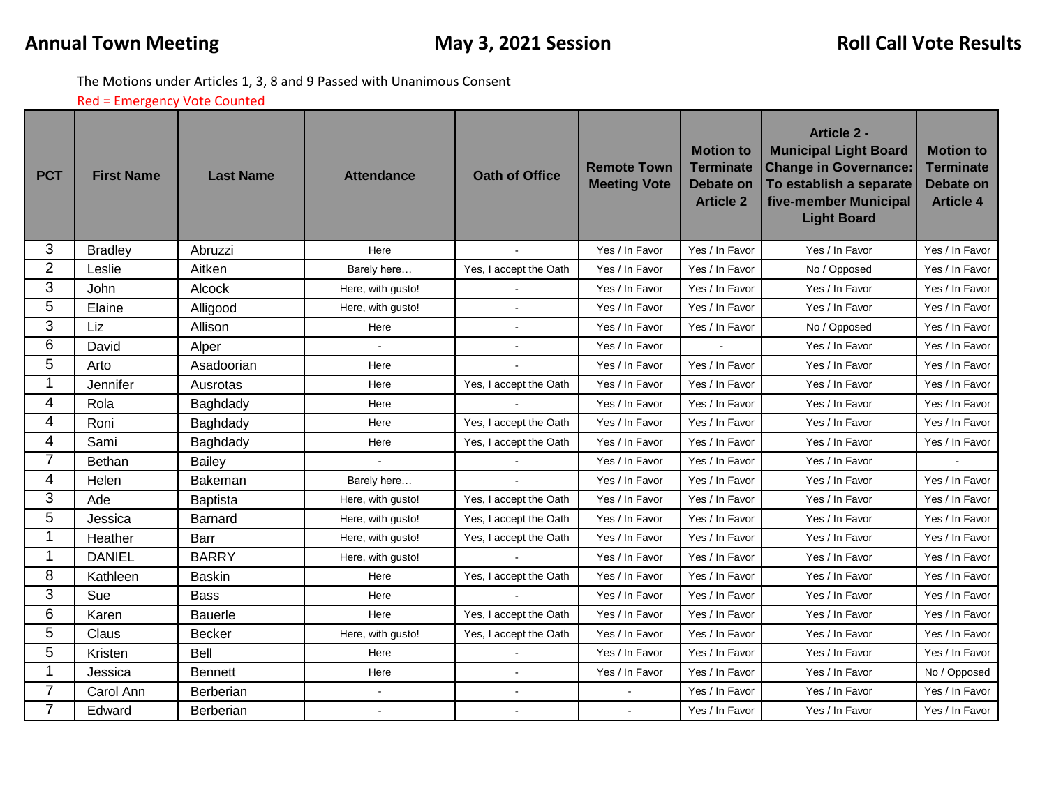**Annual Town Meeting** **May 3, 2021 Session** **Roll Call Vote Results**

The Motions under Articles 1, 3, 8 and 9 Passed with Unanimous Consent

Red = Emergency Vote Counted

| PCT | First Name | Last Name | Attendance | Oath of Office | Remote Town Meeting Vote | Motion to Terminate Debate on Article 2 | Article 2 - Municipal Light Board Change in Governance: To establish a separate five-member Municipal Light Board | Motion to Terminate Debate on Article 4 |
|---|---|---|---|---|---|---|---|---|
| 3 | Bradley | Abruzzi | Here | - | Yes / In Favor | Yes / In Favor | Yes / In Favor | Yes / In Favor |
| 2 | Leslie | Aitken | Barely here… | Yes, I accept the Oath | Yes / In Favor | Yes / In Favor | No / Opposed | Yes / In Favor |
| 3 | John | Alcock | Here, with gusto! | - | Yes / In Favor | Yes / In Favor | Yes / In Favor | Yes / In Favor |
| 5 | Elaine | Alligood | Here, with gusto! | - | Yes / In Favor | Yes / In Favor | Yes / In Favor | Yes / In Favor |
| 3 | Liz | Allison | Here | - | Yes / In Favor | Yes / In Favor | No / Opposed | Yes / In Favor |
| 6 | David | Alper | - | - | Yes / In Favor | - | Yes / In Favor | Yes / In Favor |
| 5 | Arto | Asadoorian | Here | - | Yes / In Favor | Yes / In Favor | Yes / In Favor | Yes / In Favor |
| 1 | Jennifer | Ausrotas | Here | Yes, I accept the Oath | Yes / In Favor | Yes / In Favor | Yes / In Favor | Yes / In Favor |
| 4 | Rola | Baghdady | Here | - | Yes / In Favor | Yes / In Favor | Yes / In Favor | Yes / In Favor |
| 4 | Roni | Baghdady | Here | Yes, I accept the Oath | Yes / In Favor | Yes / In Favor | Yes / In Favor | Yes / In Favor |
| 4 | Sami | Baghdady | Here | Yes, I accept the Oath | Yes / In Favor | Yes / In Favor | Yes / In Favor | Yes / In Favor |
| 7 | Bethan | Bailey | - | - | Yes / In Favor | Yes / In Favor | Yes / In Favor | - |
| 4 | Helen | Bakeman | Barely here… | - | Yes / In Favor | Yes / In Favor | Yes / In Favor | Yes / In Favor |
| 3 | Ade | Baptista | Here, with gusto! | Yes, I accept the Oath | Yes / In Favor | Yes / In Favor | Yes / In Favor | Yes / In Favor |
| 5 | Jessica | Barnard | Here, with gusto! | Yes, I accept the Oath | Yes / In Favor | Yes / In Favor | Yes / In Favor | Yes / In Favor |
| 1 | Heather | Barr | Here, with gusto! | Yes, I accept the Oath | Yes / In Favor | Yes / In Favor | Yes / In Favor | Yes / In Favor |
| 1 | DANIEL | BARRY | Here, with gusto! | - | Yes / In Favor | Yes / In Favor | Yes / In Favor | Yes / In Favor |
| 8 | Kathleen | Baskin | Here | Yes, I accept the Oath | Yes / In Favor | Yes / In Favor | Yes / In Favor | Yes / In Favor |
| 3 | Sue | Bass | Here | - | Yes / In Favor | Yes / In Favor | Yes / In Favor | Yes / In Favor |
| 6 | Karen | Bauerle | Here | Yes, I accept the Oath | Yes / In Favor | Yes / In Favor | Yes / In Favor | Yes / In Favor |
| 5 | Claus | Becker | Here, with gusto! | Yes, I accept the Oath | Yes / In Favor | Yes / In Favor | Yes / In Favor | Yes / In Favor |
| 5 | Kristen | Bell | Here | - | Yes / In Favor | Yes / In Favor | Yes / In Favor | Yes / In Favor |
| 1 | Jessica | Bennett | Here | - | Yes / In Favor | Yes / In Favor | Yes / In Favor | No / Opposed |
| 7 | Carol Ann | Berberian | - | - | - | Yes / In Favor | Yes / In Favor | Yes / In Favor |
| 7 | Edward | Berberian | - | - | - | Yes / In Favor | Yes / In Favor | Yes / In Favor |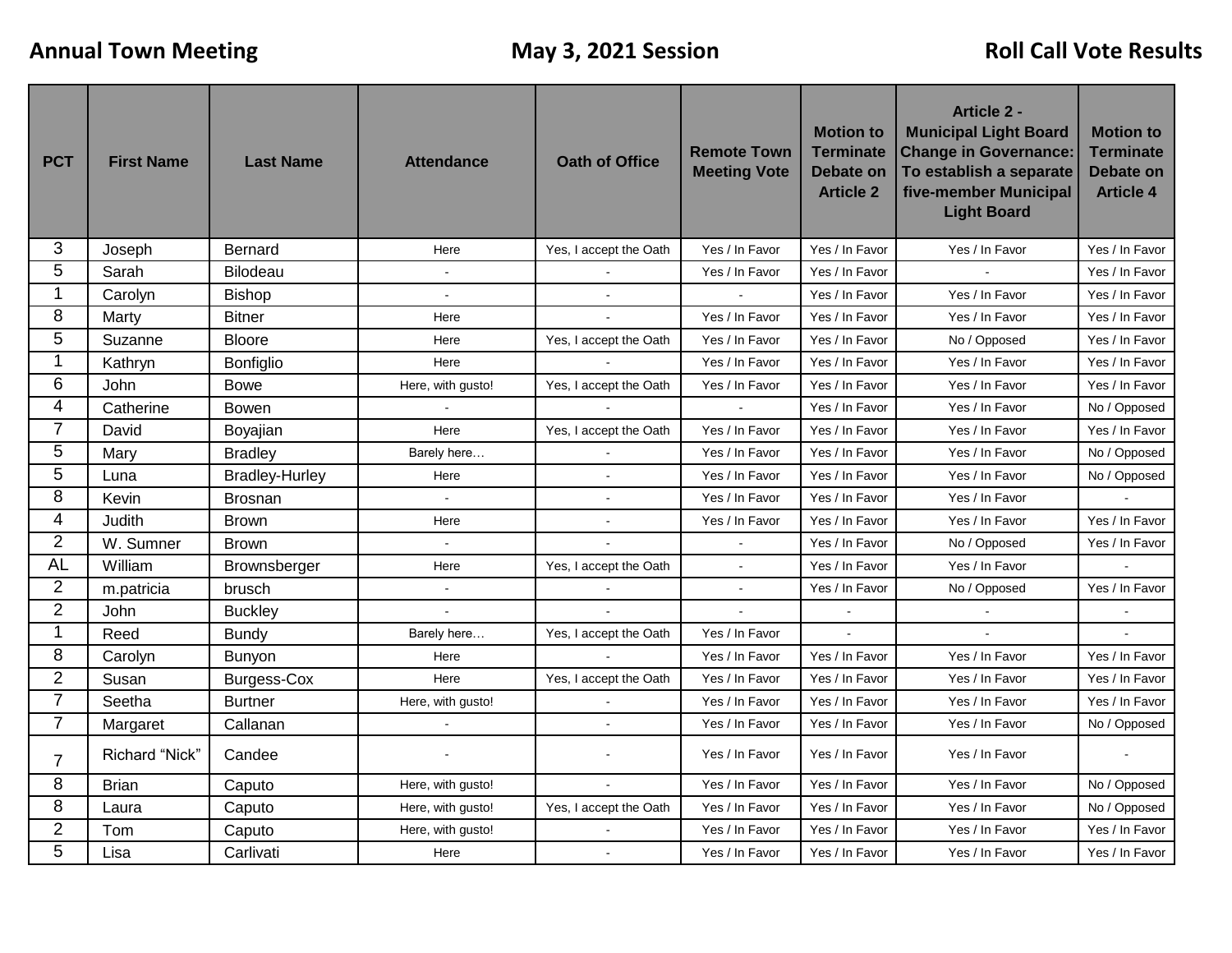**Annual Town Meeting** **May 3, 2021 Session** **Roll Call Vote Results**

| PCT | First Name | Last Name | Attendance | Oath of Office | Remote Town Meeting Vote | Motion to Terminate Debate on Article 2 | Article 2 - Municipal Light Board Change in Governance: To establish a separate five-member Municipal Light Board | Motion to Terminate Debate on Article 4 |
|---|---|---|---|---|---|---|---|---|
| 3 | Joseph | Bernard | Here | Yes, I accept the Oath | Yes / In Favor | Yes / In Favor | Yes / In Favor | Yes / In Favor |
| 5 | Sarah | Bilodeau | - | - | Yes / In Favor | Yes / In Favor | - | Yes / In Favor |
| 1 | Carolyn | Bishop | - | - | - | Yes / In Favor | Yes / In Favor | Yes / In Favor |
| 8 | Marty | Bitner | Here | - | Yes / In Favor | Yes / In Favor | Yes / In Favor | Yes / In Favor |
| 5 | Suzanne | Bloore | Here | Yes, I accept the Oath | Yes / In Favor | Yes / In Favor | No / Opposed | Yes / In Favor |
| 1 | Kathryn | Bonfiglio | Here | - | Yes / In Favor | Yes / In Favor | Yes / In Favor | Yes / In Favor |
| 6 | John | Bowe | Here, with gusto! | Yes, I accept the Oath | Yes / In Favor | Yes / In Favor | Yes / In Favor | Yes / In Favor |
| 4 | Catherine | Bowen | - | - | - | Yes / In Favor | Yes / In Favor | No / Opposed |
| 7 | David | Boyajian | Here | Yes, I accept the Oath | Yes / In Favor | Yes / In Favor | Yes / In Favor | Yes / In Favor |
| 5 | Mary | Bradley | Barely here… | - | Yes / In Favor | Yes / In Favor | Yes / In Favor | No / Opposed |
| 5 | Luna | Bradley-Hurley | Here | - | Yes / In Favor | Yes / In Favor | Yes / In Favor | No / Opposed |
| 8 | Kevin | Brosnan | - | - | Yes / In Favor | Yes / In Favor | Yes / In Favor | - |
| 4 | Judith | Brown | Here | - | Yes / In Favor | Yes / In Favor | Yes / In Favor | Yes / In Favor |
| 2 | W. Sumner | Brown | - | - | - | Yes / In Favor | No / Opposed | Yes / In Favor |
| AL | William | Brownsberger | Here | Yes, I accept the Oath | - | Yes / In Favor | Yes / In Favor | - |
| 2 | m.patricia | brusch | - | - | - | Yes / In Favor | No / Opposed | Yes / In Favor |
| 2 | John | Buckley | - | - | - | - | - | - |
| 1 | Reed | Bundy | Barely here… | Yes, I accept the Oath | Yes / In Favor | - | - | - |
| 8 | Carolyn | Bunyon | Here | - | Yes / In Favor | Yes / In Favor | Yes / In Favor | Yes / In Favor |
| 2 | Susan | Burgess-Cox | Here | Yes, I accept the Oath | Yes / In Favor | Yes / In Favor | Yes / In Favor | Yes / In Favor |
| 7 | Seetha | Burtner | Here, with gusto! | - | Yes / In Favor | Yes / In Favor | Yes / In Favor | Yes / In Favor |
| 7 | Margaret | Callanan | - | - | Yes / In Favor | Yes / In Favor | Yes / In Favor | No / Opposed |
| 7 | Richard “Nick” | Candee | - | - | Yes / In Favor | Yes / In Favor | Yes / In Favor | - |
| 8 | Brian | Caputo | Here, with gusto! | - | Yes / In Favor | Yes / In Favor | Yes / In Favor | No / Opposed |
| 8 | Laura | Caputo | Here, with gusto! | Yes, I accept the Oath | Yes / In Favor | Yes / In Favor | Yes / In Favor | No / Opposed |
| 2 | Tom | Caputo | Here, with gusto! | - | Yes / In Favor | Yes / In Favor | Yes / In Favor | Yes / In Favor |
| 5 | Lisa | Carlivati | Here | - | Yes / In Favor | Yes / In Favor | Yes / In Favor | Yes / In Favor |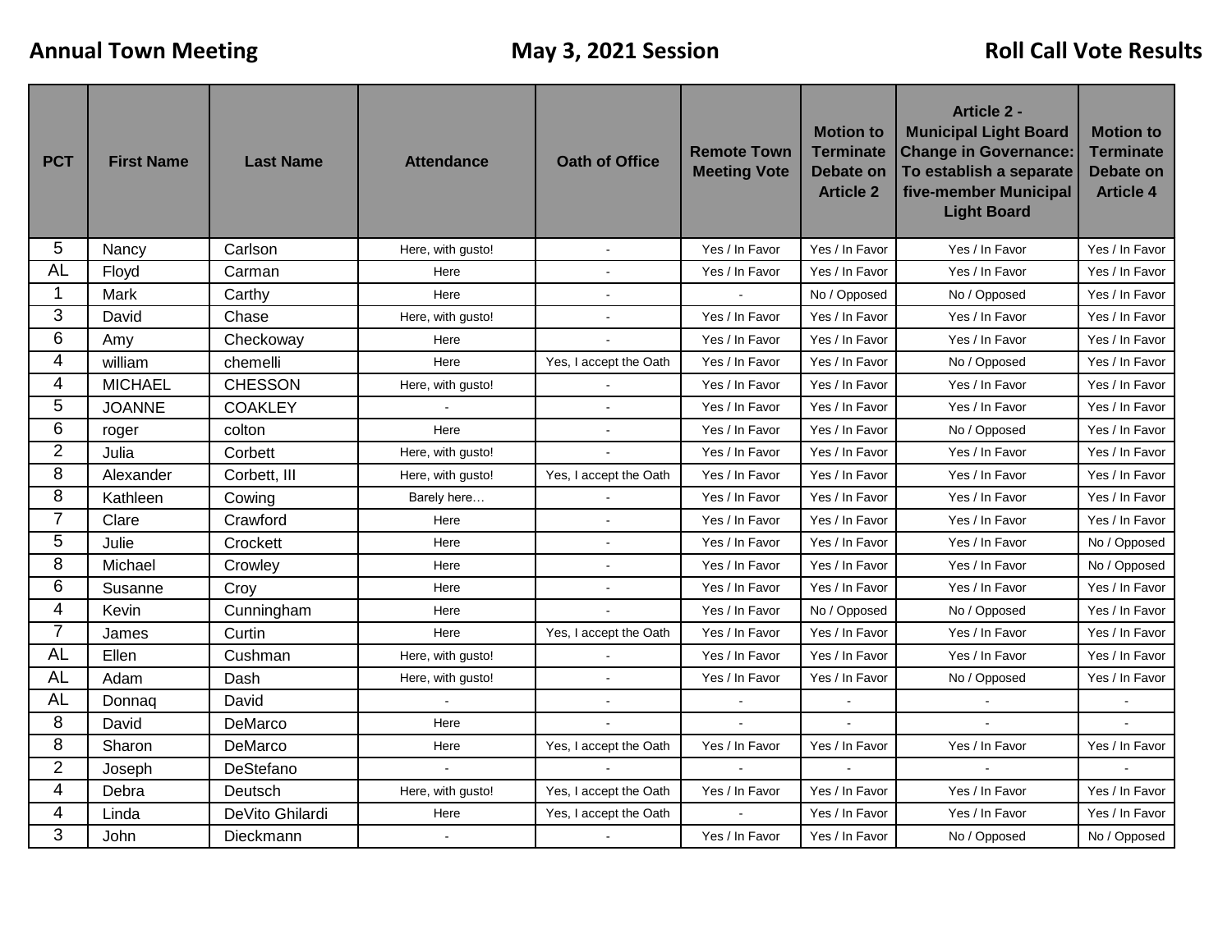**Annual Town Meeting** **May 3, 2021 Session** **Roll Call Vote Results**

| PCT | First Name | Last Name | Attendance | Oath of Office | Remote Town Meeting Vote | Motion to Terminate Debate on Article 2 | Article 2 - Municipal Light Board Change in Governance: To establish a separate five-member Municipal Light Board | Motion to Terminate Debate on Article 4 |
|---|---|---|---|---|---|---|---|---|
| 5 | Nancy | Carlson | Here, with gusto! | - | Yes / In Favor | Yes / In Favor | Yes / In Favor | Yes / In Favor |
| AL | Floyd | Carman | Here | - | Yes / In Favor | Yes / In Favor | Yes / In Favor | Yes / In Favor |
| 1 | Mark | Carthy | Here | - | - | No / Opposed | No / Opposed | Yes / In Favor |
| 3 | David | Chase | Here, with gusto! | - | Yes / In Favor | Yes / In Favor | Yes / In Favor | Yes / In Favor |
| 6 | Amy | Checkoway | Here | - | Yes / In Favor | Yes / In Favor | Yes / In Favor | Yes / In Favor |
| 4 | william | chemelli | Here | Yes, I accept the Oath | Yes / In Favor | Yes / In Favor | No / Opposed | Yes / In Favor |
| 4 | MICHAEL | CHESSON | Here, with gusto! | - | Yes / In Favor | Yes / In Favor | Yes / In Favor | Yes / In Favor |
| 5 | JOANNE | COAKLEY | - | - | Yes / In Favor | Yes / In Favor | Yes / In Favor | Yes / In Favor |
| 6 | roger | colton | Here | - | Yes / In Favor | Yes / In Favor | No / Opposed | Yes / In Favor |
| 2 | Julia | Corbett | Here, with gusto! | - | Yes / In Favor | Yes / In Favor | Yes / In Favor | Yes / In Favor |
| 8 | Alexander | Corbett, III | Here, with gusto! | Yes, I accept the Oath | Yes / In Favor | Yes / In Favor | Yes / In Favor | Yes / In Favor |
| 8 | Kathleen | Cowing | Barely here… | - | Yes / In Favor | Yes / In Favor | Yes / In Favor | Yes / In Favor |
| 7 | Clare | Crawford | Here | - | Yes / In Favor | Yes / In Favor | Yes / In Favor | Yes / In Favor |
| 5 | Julie | Crockett | Here | - | Yes / In Favor | Yes / In Favor | Yes / In Favor | No / Opposed |
| 8 | Michael | Crowley | Here | - | Yes / In Favor | Yes / In Favor | Yes / In Favor | No / Opposed |
| 6 | Susanne | Croy | Here | - | Yes / In Favor | Yes / In Favor | Yes / In Favor | Yes / In Favor |
| 4 | Kevin | Cunningham | Here | - | Yes / In Favor | No / Opposed | No / Opposed | Yes / In Favor |
| 7 | James | Curtin | Here | Yes, I accept the Oath | Yes / In Favor | Yes / In Favor | Yes / In Favor | Yes / In Favor |
| AL | Ellen | Cushman | Here, with gusto! | - | Yes / In Favor | Yes / In Favor | Yes / In Favor | Yes / In Favor |
| AL | Adam | Dash | Here, with gusto! | - | Yes / In Favor | Yes / In Favor | No / Opposed | Yes / In Favor |
| AL | Donnaq | David | - | - | - | - | - | - |
| 8 | David | DeMarco | Here | - | - | - | - | - |
| 8 | Sharon | DeMarco | Here | Yes, I accept the Oath | Yes / In Favor | Yes / In Favor | Yes / In Favor | Yes / In Favor |
| 2 | Joseph | DeStefano | - | - | - | - | - | - |
| 4 | Debra | Deutsch | Here, with gusto! | Yes, I accept the Oath | Yes / In Favor | Yes / In Favor | Yes / In Favor | Yes / In Favor |
| 4 | Linda | DeVito Ghilardi | Here | Yes, I accept the Oath | - | Yes / In Favor | Yes / In Favor | Yes / In Favor |
| 3 | John | Dieckmann | - | - | Yes / In Favor | Yes / In Favor | No / Opposed | No / Opposed |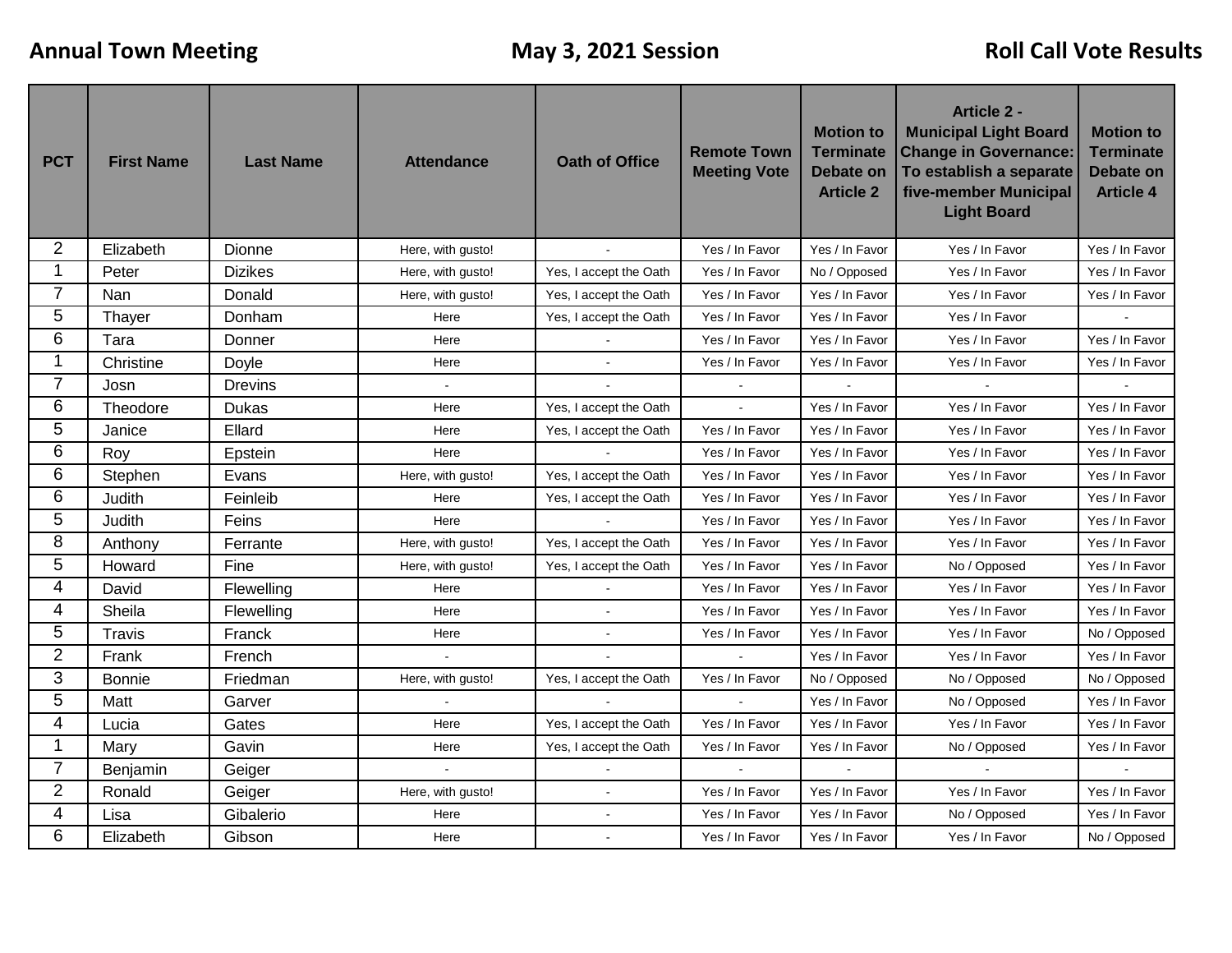**Annual Town Meeting** **May 3, 2021 Session** **Roll Call Vote Results**

| PCT | First Name | Last Name | Attendance | Oath of Office | Remote Town Meeting Vote | Motion to Terminate Debate on Article 2 | Article 2 - Municipal Light Board Change in Governance: To establish a separate five-member Municipal Light Board | Motion to Terminate Debate on Article 4 |
|---|---|---|---|---|---|---|---|---|
| 2 | Elizabeth | Dionne | Here, with gusto! | - | Yes / In Favor | Yes / In Favor | Yes / In Favor | Yes / In Favor |
| 1 | Peter | Dizikes | Here, with gusto! | Yes, I accept the Oath | Yes / In Favor | No / Opposed | Yes / In Favor | Yes / In Favor |
| 7 | Nan | Donald | Here, with gusto! | Yes, I accept the Oath | Yes / In Favor | Yes / In Favor | Yes / In Favor | Yes / In Favor |
| 5 | Thayer | Donham | Here | Yes, I accept the Oath | Yes / In Favor | Yes / In Favor | Yes / In Favor | - |
| 6 | Tara | Donner | Here | - | Yes / In Favor | Yes / In Favor | Yes / In Favor | Yes / In Favor |
| 1 | Christine | Doyle | Here | - | Yes / In Favor | Yes / In Favor | Yes / In Favor | Yes / In Favor |
| 7 | Josn | Drevins | - | - | - | - | - | - |
| 6 | Theodore | Dukas | Here | Yes, I accept the Oath | - | Yes / In Favor | Yes / In Favor | Yes / In Favor |
| 5 | Janice | Ellard | Here | Yes, I accept the Oath | Yes / In Favor | Yes / In Favor | Yes / In Favor | Yes / In Favor |
| 6 | Roy | Epstein | Here | - | Yes / In Favor | Yes / In Favor | Yes / In Favor | Yes / In Favor |
| 6 | Stephen | Evans | Here, with gusto! | Yes, I accept the Oath | Yes / In Favor | Yes / In Favor | Yes / In Favor | Yes / In Favor |
| 6 | Judith | Feinleib | Here | Yes, I accept the Oath | Yes / In Favor | Yes / In Favor | Yes / In Favor | Yes / In Favor |
| 5 | Judith | Feins | Here | - | Yes / In Favor | Yes / In Favor | Yes / In Favor | Yes / In Favor |
| 8 | Anthony | Ferrante | Here, with gusto! | Yes, I accept the Oath | Yes / In Favor | Yes / In Favor | Yes / In Favor | Yes / In Favor |
| 5 | Howard | Fine | Here, with gusto! | Yes, I accept the Oath | Yes / In Favor | Yes / In Favor | No / Opposed | Yes / In Favor |
| 4 | David | Flewelling | Here | - | Yes / In Favor | Yes / In Favor | Yes / In Favor | Yes / In Favor |
| 4 | Sheila | Flewelling | Here | - | Yes / In Favor | Yes / In Favor | Yes / In Favor | Yes / In Favor |
| 5 | Travis | Franck | Here | - | Yes / In Favor | Yes / In Favor | Yes / In Favor | No / Opposed |
| 2 | Frank | French | - | - | - | Yes / In Favor | Yes / In Favor | Yes / In Favor |
| 3 | Bonnie | Friedman | Here, with gusto! | Yes, I accept the Oath | Yes / In Favor | No / Opposed | No / Opposed | No / Opposed |
| 5 | Matt | Garver | - | - | - | Yes / In Favor | No / Opposed | Yes / In Favor |
| 4 | Lucia | Gates | Here | Yes, I accept the Oath | Yes / In Favor | Yes / In Favor | Yes / In Favor | Yes / In Favor |
| 1 | Mary | Gavin | Here | Yes, I accept the Oath | Yes / In Favor | Yes / In Favor | No / Opposed | Yes / In Favor |
| 7 | Benjamin | Geiger | - | - | - | - | - | - |
| 2 | Ronald | Geiger | Here, with gusto! | - | Yes / In Favor | Yes / In Favor | Yes / In Favor | Yes / In Favor |
| 4 | Lisa | Gibalerio | Here | - | Yes / In Favor | Yes / In Favor | No / Opposed | Yes / In Favor |
| 6 | Elizabeth | Gibson | Here | - | Yes / In Favor | Yes / In Favor | Yes / In Favor | No / Opposed |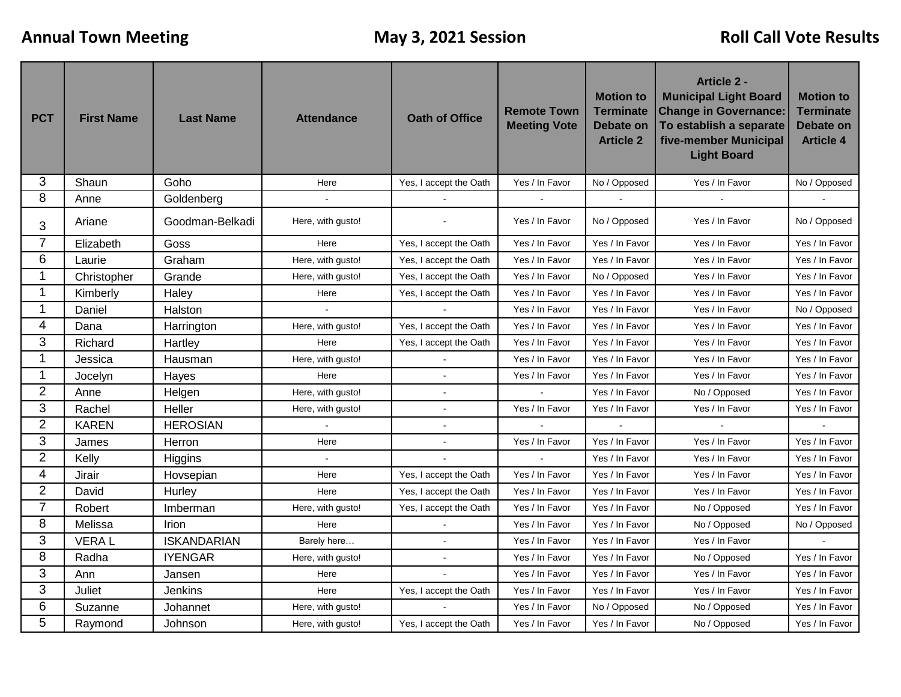**Annual Town Meeting** **May 3, 2021 Session** **Roll Call Vote Results**

| PCT | First Name | Last Name | Attendance | Oath of Office | Remote Town Meeting Vote | Motion to Terminate Debate on Article 2 | Article 2 - Municipal Light Board Change in Governance: To establish a separate five-member Municipal Light Board | Motion to Terminate Debate on Article 4 |
|---|---|---|---|---|---|---|---|---|
| 3 | Shaun | Goho | Here | Yes, I accept the Oath | Yes / In Favor | No / Opposed | Yes / In Favor | No / Opposed |
| 8 | Anne | Goldenberg | - | - | - | - | - | - |
| 3 | Ariane | Goodman-Belkadi | Here, with gusto! | - | Yes / In Favor | No / Opposed | Yes / In Favor | No / Opposed |
| 7 | Elizabeth | Goss | Here | Yes, I accept the Oath | Yes / In Favor | Yes / In Favor | Yes / In Favor | Yes / In Favor |
| 6 | Laurie | Graham | Here, with gusto! | Yes, I accept the Oath | Yes / In Favor | Yes / In Favor | Yes / In Favor | Yes / In Favor |
| 1 | Christopher | Grande | Here, with gusto! | Yes, I accept the Oath | Yes / In Favor | No / Opposed | Yes / In Favor | Yes / In Favor |
| 1 | Kimberly | Haley | Here | Yes, I accept the Oath | Yes / In Favor | Yes / In Favor | Yes / In Favor | Yes / In Favor |
| 1 | Daniel | Halston | - | - | Yes / In Favor | Yes / In Favor | Yes / In Favor | No / Opposed |
| 4 | Dana | Harrington | Here, with gusto! | Yes, I accept the Oath | Yes / In Favor | Yes / In Favor | Yes / In Favor | Yes / In Favor |
| 3 | Richard | Hartley | Here | Yes, I accept the Oath | Yes / In Favor | Yes / In Favor | Yes / In Favor | Yes / In Favor |
| 1 | Jessica | Hausman | Here, with gusto! | - | Yes / In Favor | Yes / In Favor | Yes / In Favor | Yes / In Favor |
| 1 | Jocelyn | Hayes | Here | - | Yes / In Favor | Yes / In Favor | Yes / In Favor | Yes / In Favor |
| 2 | Anne | Helgen | Here, with gusto! | - | - | Yes / In Favor | No / Opposed | Yes / In Favor |
| 3 | Rachel | Heller | Here, with gusto! | - | Yes / In Favor | Yes / In Favor | Yes / In Favor | Yes / In Favor |
| 2 | KAREN | HEROSIAN | - | - | - | - | - | - |
| 3 | James | Herron | Here | - | Yes / In Favor | Yes / In Favor | Yes / In Favor | Yes / In Favor |
| 2 | Kelly | Higgins | - | - | - | Yes / In Favor | Yes / In Favor | Yes / In Favor |
| 4 | Jirair | Hovsepian | Here | Yes, I accept the Oath | Yes / In Favor | Yes / In Favor | Yes / In Favor | Yes / In Favor |
| 2 | David | Hurley | Here | Yes, I accept the Oath | Yes / In Favor | Yes / In Favor | Yes / In Favor | Yes / In Favor |
| 7 | Robert | Imberman | Here, with gusto! | Yes, I accept the Oath | Yes / In Favor | Yes / In Favor | No / Opposed | Yes / In Favor |
| 8 | Melissa | Irion | Here | - | Yes / In Favor | Yes / In Favor | No / Opposed | No / Opposed |
| 3 | VERA L | ISKANDARIAN | Barely here… | - | Yes / In Favor | Yes / In Favor | Yes / In Favor | - |
| 8 | Radha | IYENGAR | Here, with gusto! | - | Yes / In Favor | Yes / In Favor | No / Opposed | Yes / In Favor |
| 3 | Ann | Jansen | Here | - | Yes / In Favor | Yes / In Favor | Yes / In Favor | Yes / In Favor |
| 3 | Juliet | Jenkins | Here | Yes, I accept the Oath | Yes / In Favor | Yes / In Favor | Yes / In Favor | Yes / In Favor |
| 6 | Suzanne | Johannet | Here, with gusto! | - | Yes / In Favor | No / Opposed | No / Opposed | Yes / In Favor |
| 5 | Raymond | Johnson | Here, with gusto! | Yes, I accept the Oath | Yes / In Favor | Yes / In Favor | No / Opposed | Yes / In Favor |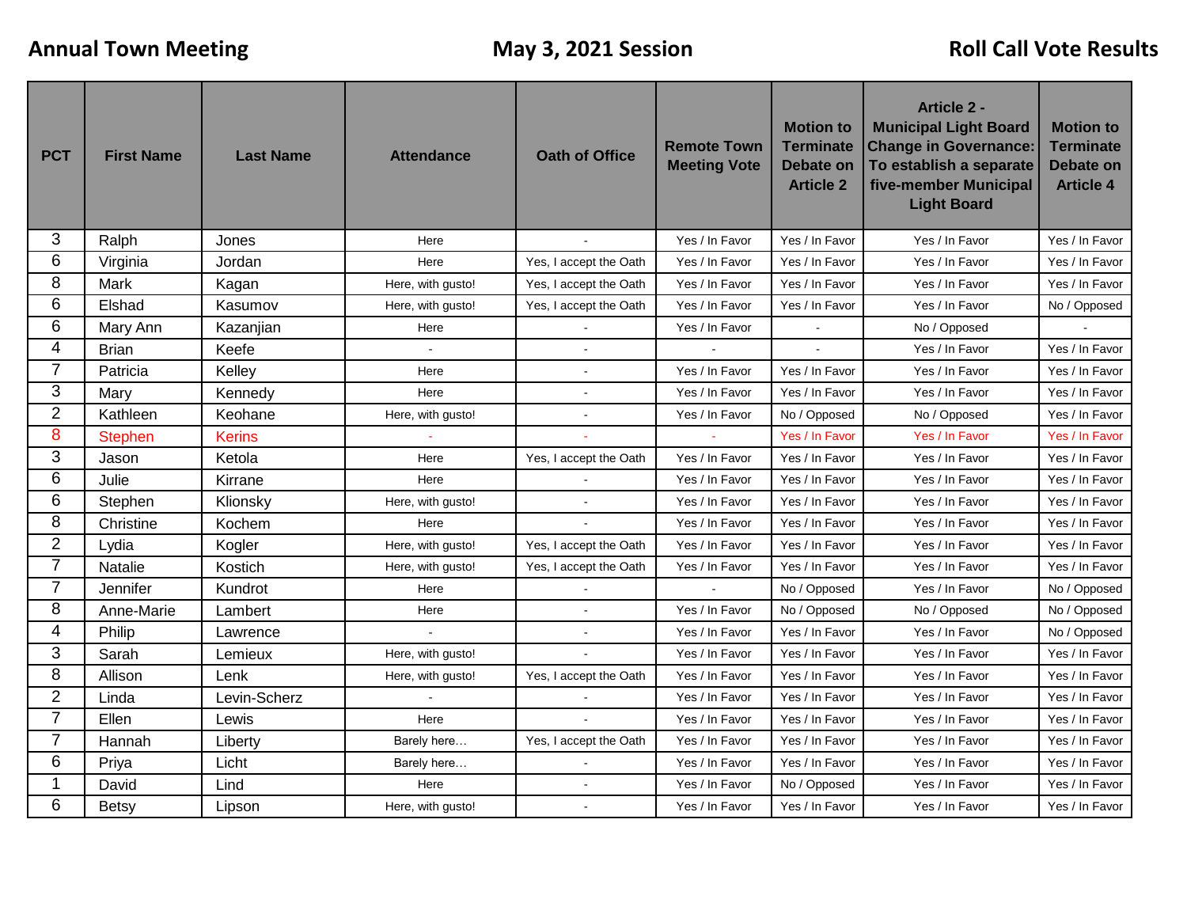**Annual Town Meeting** **May 3, 2021 Session** **Roll Call Vote Results**

| PCT | First Name | Last Name | Attendance | Oath of Office | Remote Town Meeting Vote | Motion to Terminate Debate on Article 2 | Article 2 - Municipal Light Board Change in Governance: To establish a separate five-member Municipal Light Board | Motion to Terminate Debate on Article 4 |
|---|---|---|---|---|---|---|---|---|
| 3 | Ralph | Jones | Here | - | Yes / In Favor | Yes / In Favor | Yes / In Favor | Yes / In Favor |
| 6 | Virginia | Jordan | Here | Yes, I accept the Oath | Yes / In Favor | Yes / In Favor | Yes / In Favor | Yes / In Favor |
| 8 | Mark | Kagan | Here, with gusto! | Yes, I accept the Oath | Yes / In Favor | Yes / In Favor | Yes / In Favor | Yes / In Favor |
| 6 | Elshad | Kasumov | Here, with gusto! | Yes, I accept the Oath | Yes / In Favor | Yes / In Favor | Yes / In Favor | No / Opposed |
| 6 | Mary Ann | Kazanjian | Here | - | Yes / In Favor | - | No / Opposed | - |
| 4 | Brian | Keefe | - | - | - | - | Yes / In Favor | Yes / In Favor |
| 7 | Patricia | Kelley | Here | - | Yes / In Favor | Yes / In Favor | Yes / In Favor | Yes / In Favor |
| 3 | Mary | Kennedy | Here | - | Yes / In Favor | Yes / In Favor | Yes / In Favor | Yes / In Favor |
| 2 | Kathleen | Keohane | Here, with gusto! | - | Yes / In Favor | No / Opposed | No / Opposed | Yes / In Favor |
| 8 | Stephen | Kerins | - | - | - | Yes / In Favor | Yes / In Favor | Yes / In Favor |
| 3 | Jason | Ketola | Here | Yes, I accept the Oath | Yes / In Favor | Yes / In Favor | Yes / In Favor | Yes / In Favor |
| 6 | Julie | Kirrane | Here | - | Yes / In Favor | Yes / In Favor | Yes / In Favor | Yes / In Favor |
| 6 | Stephen | Klionsky | Here, with gusto! | - | Yes / In Favor | Yes / In Favor | Yes / In Favor | Yes / In Favor |
| 8 | Christine | Kochem | Here | - | Yes / In Favor | Yes / In Favor | Yes / In Favor | Yes / In Favor |
| 2 | Lydia | Kogler | Here, with gusto! | Yes, I accept the Oath | Yes / In Favor | Yes / In Favor | Yes / In Favor | Yes / In Favor |
| 7 | Natalie | Kostich | Here, with gusto! | Yes, I accept the Oath | Yes / In Favor | Yes / In Favor | Yes / In Favor | Yes / In Favor |
| 7 | Jennifer | Kundrot | Here | - | - | No / Opposed | Yes / In Favor | No / Opposed |
| 8 | Anne-Marie | Lambert | Here | - | Yes / In Favor | No / Opposed | No / Opposed | No / Opposed |
| 4 | Philip | Lawrence | - | - | Yes / In Favor | Yes / In Favor | Yes / In Favor | No / Opposed |
| 3 | Sarah | Lemieux | Here, with gusto! | - | Yes / In Favor | Yes / In Favor | Yes / In Favor | Yes / In Favor |
| 8 | Allison | Lenk | Here, with gusto! | Yes, I accept the Oath | Yes / In Favor | Yes / In Favor | Yes / In Favor | Yes / In Favor |
| 2 | Linda | Levin-Scherz | - | - | Yes / In Favor | Yes / In Favor | Yes / In Favor | Yes / In Favor |
| 7 | Ellen | Lewis | Here | - | Yes / In Favor | Yes / In Favor | Yes / In Favor | Yes / In Favor |
| 7 | Hannah | Liberty | Barely here… | Yes, I accept the Oath | Yes / In Favor | Yes / In Favor | Yes / In Favor | Yes / In Favor |
| 6 | Priya | Licht | Barely here… | - | Yes / In Favor | Yes / In Favor | Yes / In Favor | Yes / In Favor |
| 1 | David | Lind | Here | - | Yes / In Favor | No / Opposed | Yes / In Favor | Yes / In Favor |
| 6 | Betsy | Lipson | Here, with gusto! | - | Yes / In Favor | Yes / In Favor | Yes / In Favor | Yes / In Favor |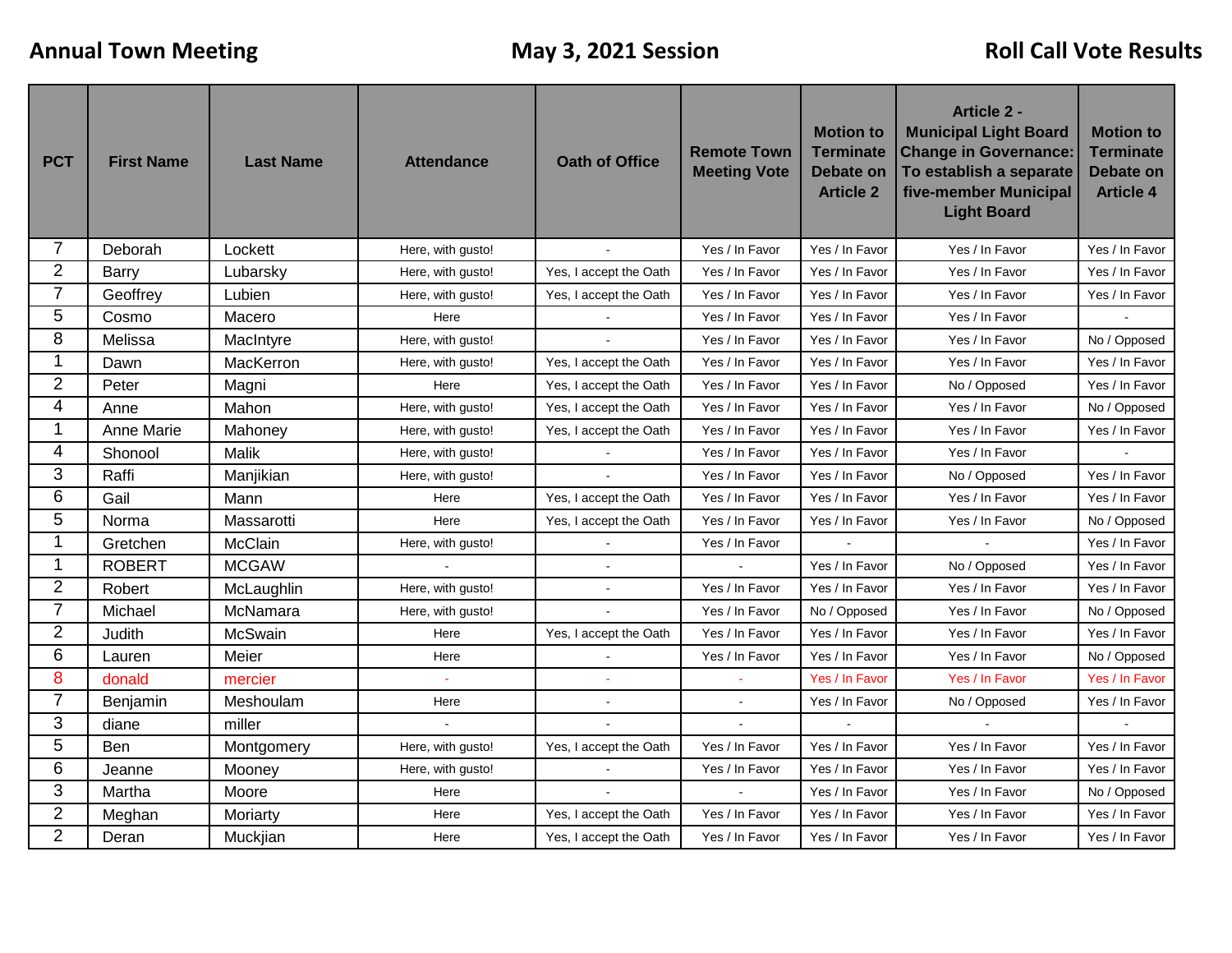**Annual Town Meeting** **May 3, 2021 Session** **Roll Call Vote Results**

| PCT | First Name | Last Name | Attendance | Oath of Office | Remote Town Meeting Vote | Motion to Terminate Debate on Article 2 | Article 2 - Municipal Light Board Change in Governance: To establish a separate five-member Municipal Light Board | Motion to Terminate Debate on Article 4 |
|---|---|---|---|---|---|---|---|---|
| 7 | Deborah | Lockett | Here, with gusto! | - | Yes / In Favor | Yes / In Favor | Yes / In Favor | Yes / In Favor |
| 2 | Barry | Lubarsky | Here, with gusto! | Yes, I accept the Oath | Yes / In Favor | Yes / In Favor | Yes / In Favor | Yes / In Favor |
| 7 | Geoffrey | Lubien | Here, with gusto! | Yes, I accept the Oath | Yes / In Favor | Yes / In Favor | Yes / In Favor | Yes / In Favor |
| 5 | Cosmo | Macero | Here | - | Yes / In Favor | Yes / In Favor | Yes / In Favor | - |
| 8 | Melissa | MacIntyre | Here, with gusto! | - | Yes / In Favor | Yes / In Favor | Yes / In Favor | No / Opposed |
| 1 | Dawn | MacKerron | Here, with gusto! | Yes, I accept the Oath | Yes / In Favor | Yes / In Favor | Yes / In Favor | Yes / In Favor |
| 2 | Peter | Magni | Here | Yes, I accept the Oath | Yes / In Favor | Yes / In Favor | No / Opposed | Yes / In Favor |
| 4 | Anne | Mahon | Here, with gusto! | Yes, I accept the Oath | Yes / In Favor | Yes / In Favor | Yes / In Favor | No / Opposed |
| 1 | Anne Marie | Mahoney | Here, with gusto! | Yes, I accept the Oath | Yes / In Favor | Yes / In Favor | Yes / In Favor | Yes / In Favor |
| 4 | Shonool | Malik | Here, with gusto! | - | Yes / In Favor | Yes / In Favor | Yes / In Favor | - |
| 3 | Raffi | Manjikian | Here, with gusto! | - | Yes / In Favor | Yes / In Favor | No / Opposed | Yes / In Favor |
| 6 | Gail | Mann | Here | Yes, I accept the Oath | Yes / In Favor | Yes / In Favor | Yes / In Favor | Yes / In Favor |
| 5 | Norma | Massarotti | Here | Yes, I accept the Oath | Yes / In Favor | Yes / In Favor | Yes / In Favor | No / Opposed |
| 1 | Gretchen | McClain | Here, with gusto! | - | Yes / In Favor | - | - | Yes / In Favor |
| 1 | ROBERT | MCGAW | - | - | - | Yes / In Favor | No / Opposed | Yes / In Favor |
| 2 | Robert | McLaughlin | Here, with gusto! | - | Yes / In Favor | Yes / In Favor | Yes / In Favor | Yes / In Favor |
| 7 | Michael | McNamara | Here, with gusto! | - | Yes / In Favor | No / Opposed | Yes / In Favor | No / Opposed |
| 2 | Judith | McSwain | Here | Yes, I accept the Oath | Yes / In Favor | Yes / In Favor | Yes / In Favor | Yes / In Favor |
| 6 | Lauren | Meier | Here | - | Yes / In Favor | Yes / In Favor | Yes / In Favor | No / Opposed |
| 8 | donald | mercier | - | - | - | Yes / In Favor | Yes / In Favor | Yes / In Favor |
| 7 | Benjamin | Meshoulam | Here | - | - | Yes / In Favor | No / Opposed | Yes / In Favor |
| 3 | diane | miller | - | - | - | - | - | - |
| 5 | Ben | Montgomery | Here, with gusto! | Yes, I accept the Oath | Yes / In Favor | Yes / In Favor | Yes / In Favor | Yes / In Favor |
| 6 | Jeanne | Mooney | Here, with gusto! | - | Yes / In Favor | Yes / In Favor | Yes / In Favor | Yes / In Favor |
| 3 | Martha | Moore | Here | - | - | Yes / In Favor | Yes / In Favor | No / Opposed |
| 2 | Meghan | Moriarty | Here | Yes, I accept the Oath | Yes / In Favor | Yes / In Favor | Yes / In Favor | Yes / In Favor |
| 2 | Deran | Muckjian | Here | Yes, I accept the Oath | Yes / In Favor | Yes / In Favor | Yes / In Favor | Yes / In Favor |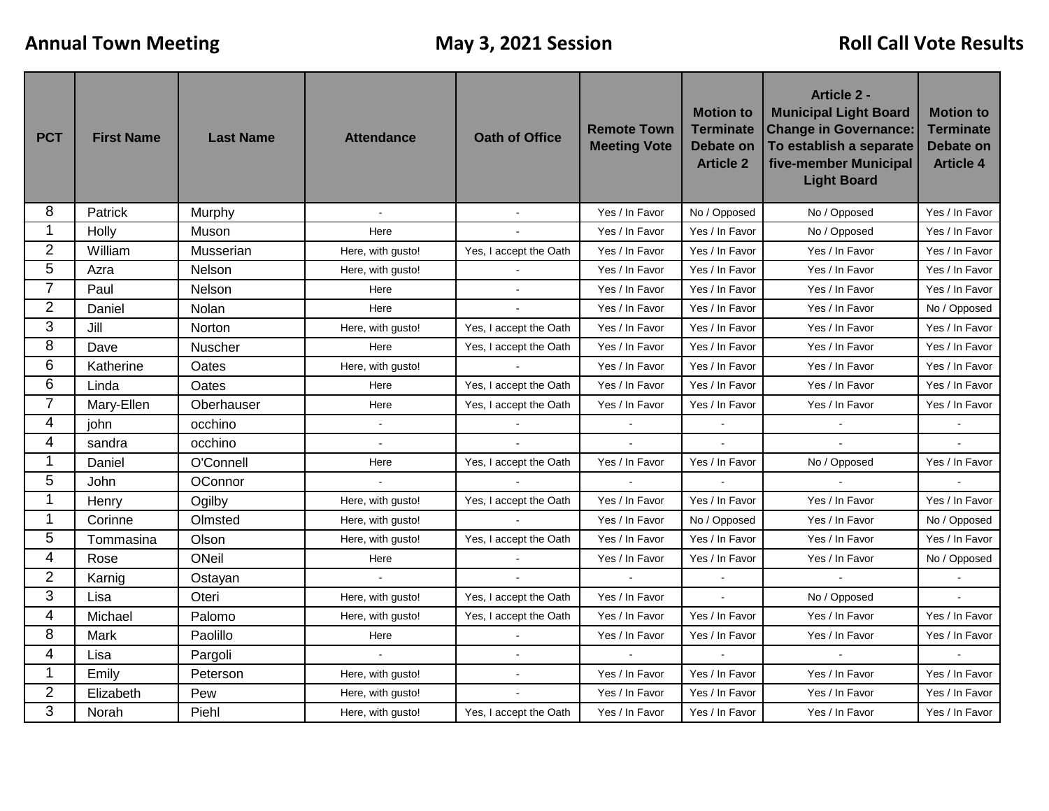**Annual Town Meeting** **May 3, 2021 Session** **Roll Call Vote Results**

| PCT | First Name | Last Name | Attendance | Oath of Office | Remote Town Meeting Vote | Motion to Terminate Debate on Article 2 | Article 2 - Municipal Light Board Change in Governance: To establish a separate five-member Municipal Light Board | Motion to Terminate Debate on Article 4 |
|---|---|---|---|---|---|---|---|---|
| 8 | Patrick | Murphy | - | - | Yes / In Favor | No / Opposed | No / Opposed | Yes / In Favor |
| 1 | Holly | Muson | Here | - | Yes / In Favor | Yes / In Favor | No / Opposed | Yes / In Favor |
| 2 | William | Musserian | Here, with gusto! | Yes, I accept the Oath | Yes / In Favor | Yes / In Favor | Yes / In Favor | Yes / In Favor |
| 5 | Azra | Nelson | Here, with gusto! | - | Yes / In Favor | Yes / In Favor | Yes / In Favor | Yes / In Favor |
| 7 | Paul | Nelson | Here | - | Yes / In Favor | Yes / In Favor | Yes / In Favor | Yes / In Favor |
| 2 | Daniel | Nolan | Here | - | Yes / In Favor | Yes / In Favor | Yes / In Favor | No / Opposed |
| 3 | Jill | Norton | Here, with gusto! | Yes, I accept the Oath | Yes / In Favor | Yes / In Favor | Yes / In Favor | Yes / In Favor |
| 8 | Dave | Nuscher | Here | Yes, I accept the Oath | Yes / In Favor | Yes / In Favor | Yes / In Favor | Yes / In Favor |
| 6 | Katherine | Oates | Here, with gusto! | - | Yes / In Favor | Yes / In Favor | Yes / In Favor | Yes / In Favor |
| 6 | Linda | Oates | Here | Yes, I accept the Oath | Yes / In Favor | Yes / In Favor | Yes / In Favor | Yes / In Favor |
| 7 | Mary-Ellen | Oberhauser | Here | Yes, I accept the Oath | Yes / In Favor | Yes / In Favor | Yes / In Favor | Yes / In Favor |
| 4 | john | occhino | - | - | - | - | - | - |
| 4 | sandra | occhino | - | - | - | - | - | - |
| 1 | Daniel | O'Connell | Here | Yes, I accept the Oath | Yes / In Favor | Yes / In Favor | No / Opposed | Yes / In Favor |
| 5 | John | OConnor | - | - | - | - | - | - |
| 1 | Henry | Ogilby | Here, with gusto! | Yes, I accept the Oath | Yes / In Favor | Yes / In Favor | Yes / In Favor | Yes / In Favor |
| 1 | Corinne | Olmsted | Here, with gusto! | - | Yes / In Favor | No / Opposed | Yes / In Favor | No / Opposed |
| 5 | Tommasina | Olson | Here, with gusto! | Yes, I accept the Oath | Yes / In Favor | Yes / In Favor | Yes / In Favor | Yes / In Favor |
| 4 | Rose | ONeil | Here | - | Yes / In Favor | Yes / In Favor | Yes / In Favor | No / Opposed |
| 2 | Karnig | Ostayan | - | - | - | - | - | - |
| 3 | Lisa | Oteri | Here, with gusto! | Yes, I accept the Oath | Yes / In Favor | - | No / Opposed | - |
| 4 | Michael | Palomo | Here, with gusto! | Yes, I accept the Oath | Yes / In Favor | Yes / In Favor | Yes / In Favor | Yes / In Favor |
| 8 | Mark | Paolillo | Here | - | Yes / In Favor | Yes / In Favor | Yes / In Favor | Yes / In Favor |
| 4 | Lisa | Pargoli | - | - | - | - | - | - |
| 1 | Emily | Peterson | Here, with gusto! | - | Yes / In Favor | Yes / In Favor | Yes / In Favor | Yes / In Favor |
| 2 | Elizabeth | Pew | Here, with gusto! | - | Yes / In Favor | Yes / In Favor | Yes / In Favor | Yes / In Favor |
| 3 | Norah | Piehl | Here, with gusto! | Yes, I accept the Oath | Yes / In Favor | Yes / In Favor | Yes / In Favor | Yes / In Favor |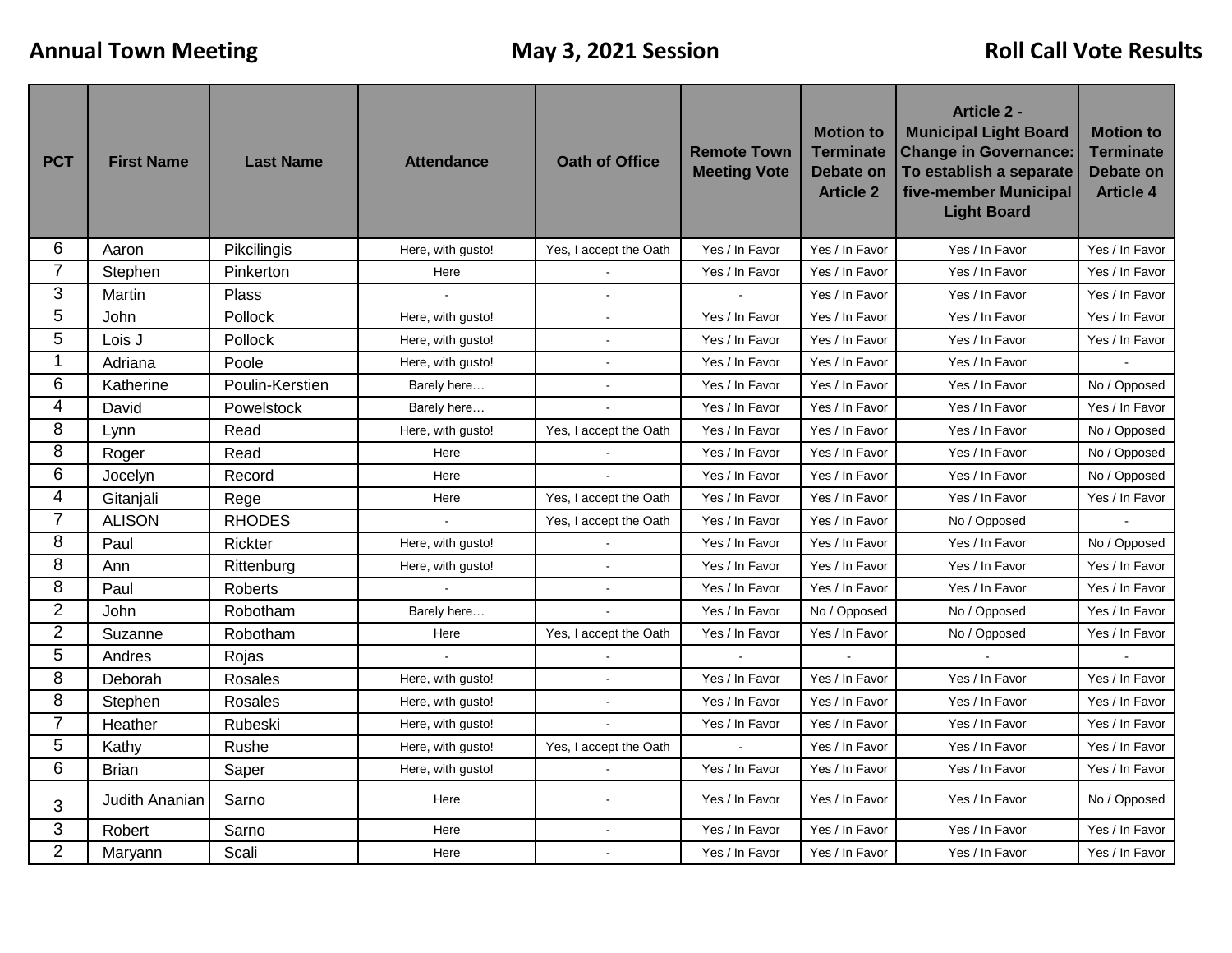**Annual Town Meeting** **May 3, 2021 Session** **Roll Call Vote Results**

| PCT | First Name | Last Name | Attendance | Oath of Office | Remote Town Meeting Vote | Motion to Terminate Debate on Article 2 | Article 2 - Municipal Light Board Change in Governance: To establish a separate five-member Municipal Light Board | Motion to Terminate Debate on Article 4 |
|---|---|---|---|---|---|---|---|---|
| 6 | Aaron | Pikcilingis | Here, with gusto! | Yes, I accept the Oath | Yes / In Favor | Yes / In Favor | Yes / In Favor | Yes / In Favor |
| 7 | Stephen | Pinkerton | Here | - | Yes / In Favor | Yes / In Favor | Yes / In Favor | Yes / In Favor |
| 3 | Martin | Plass | - | - | - | Yes / In Favor | Yes / In Favor | Yes / In Favor |
| 5 | John | Pollock | Here, with gusto! | - | Yes / In Favor | Yes / In Favor | Yes / In Favor | Yes / In Favor |
| 5 | Lois J | Pollock | Here, with gusto! | - | Yes / In Favor | Yes / In Favor | Yes / In Favor | Yes / In Favor |
| 1 | Adriana | Poole | Here, with gusto! | - | Yes / In Favor | Yes / In Favor | Yes / In Favor | - |
| 6 | Katherine | Poulin-Kerstien | Barely here… | - | Yes / In Favor | Yes / In Favor | Yes / In Favor | No / Opposed |
| 4 | David | Powelstock | Barely here… | - | Yes / In Favor | Yes / In Favor | Yes / In Favor | Yes / In Favor |
| 8 | Lynn | Read | Here, with gusto! | Yes, I accept the Oath | Yes / In Favor | Yes / In Favor | Yes / In Favor | No / Opposed |
| 8 | Roger | Read | Here | - | Yes / In Favor | Yes / In Favor | Yes / In Favor | No / Opposed |
| 6 | Jocelyn | Record | Here | - | Yes / In Favor | Yes / In Favor | Yes / In Favor | No / Opposed |
| 4 | Gitanjali | Rege | Here | Yes, I accept the Oath | Yes / In Favor | Yes / In Favor | Yes / In Favor | Yes / In Favor |
| 7 | ALISON | RHODES | - | Yes, I accept the Oath | Yes / In Favor | Yes / In Favor | No / Opposed | - |
| 8 | Paul | Rickter | Here, with gusto! | - | Yes / In Favor | Yes / In Favor | Yes / In Favor | No / Opposed |
| 8 | Ann | Rittenburg | Here, with gusto! | - | Yes / In Favor | Yes / In Favor | Yes / In Favor | Yes / In Favor |
| 8 | Paul | Roberts | - | - | Yes / In Favor | Yes / In Favor | Yes / In Favor | Yes / In Favor |
| 2 | John | Robotham | Barely here… | - | Yes / In Favor | No / Opposed | No / Opposed | Yes / In Favor |
| 2 | Suzanne | Robotham | Here | Yes, I accept the Oath | Yes / In Favor | Yes / In Favor | No / Opposed | Yes / In Favor |
| 5 | Andres | Rojas | - | - | - | - | - | - |
| 8 | Deborah | Rosales | Here, with gusto! | - | Yes / In Favor | Yes / In Favor | Yes / In Favor | Yes / In Favor |
| 8 | Stephen | Rosales | Here, with gusto! | - | Yes / In Favor | Yes / In Favor | Yes / In Favor | Yes / In Favor |
| 7 | Heather | Rubeski | Here, with gusto! | - | Yes / In Favor | Yes / In Favor | Yes / In Favor | Yes / In Favor |
| 5 | Kathy | Rushe | Here, with gusto! | Yes, I accept the Oath | - | Yes / In Favor | Yes / In Favor | Yes / In Favor |
| 6 | Brian | Saper | Here, with gusto! | - | Yes / In Favor | Yes / In Favor | Yes / In Favor | Yes / In Favor |
| 3 | Judith Ananian | Sarno | Here | - | Yes / In Favor | Yes / In Favor | Yes / In Favor | No / Opposed |
| 3 | Robert | Sarno | Here | - | Yes / In Favor | Yes / In Favor | Yes / In Favor | Yes / In Favor |
| 2 | Maryann | Scali | Here | - | Yes / In Favor | Yes / In Favor | Yes / In Favor | Yes / In Favor |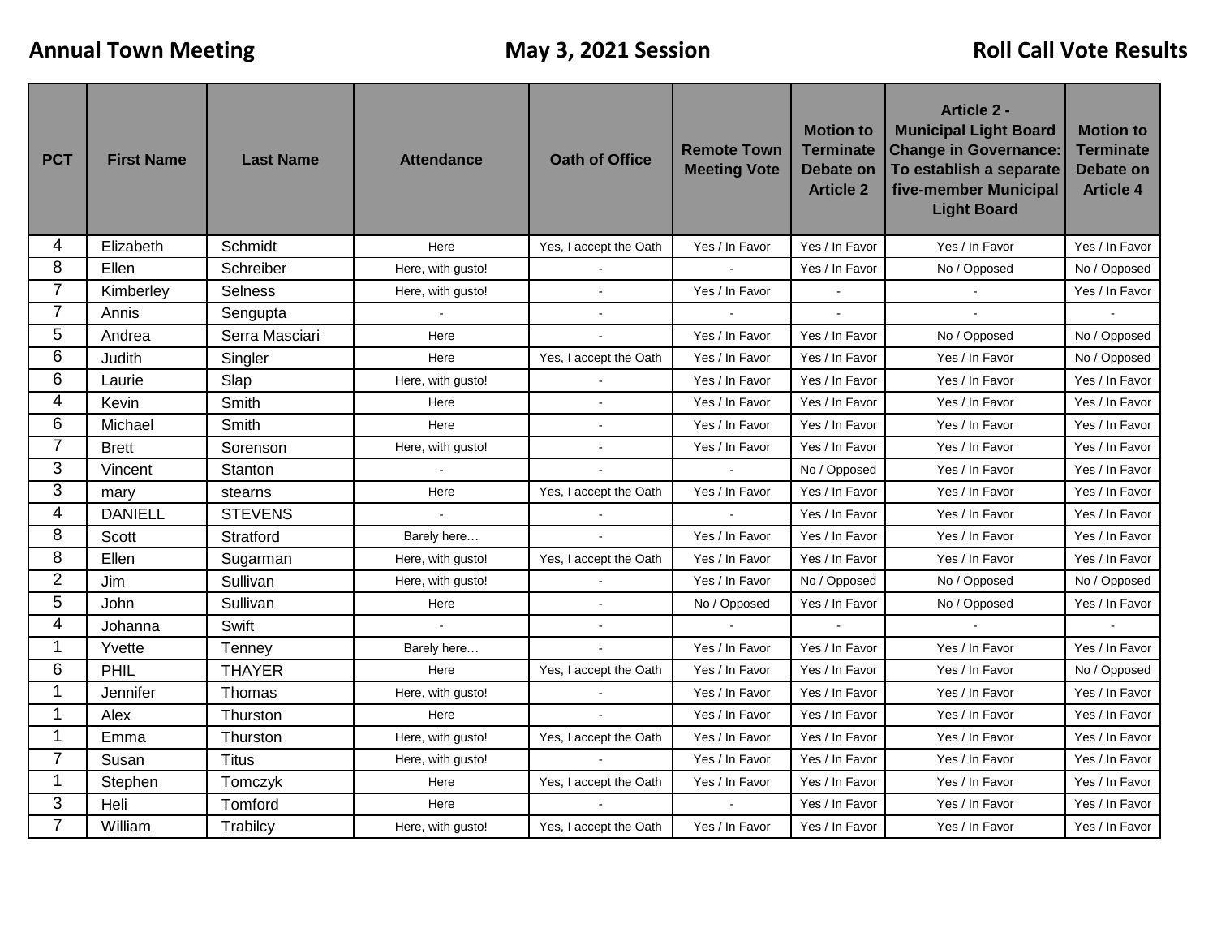**Annual Town Meeting** **May 3, 2021 Session** **Roll Call Vote Results**

| PCT | First Name | Last Name | Attendance | Oath of Office | Remote Town Meeting Vote | Motion to Terminate Debate on Article 2 | Article 2 - Municipal Light Board Change in Governance: To establish a separate five-member Municipal Light Board | Motion to Terminate Debate on Article 4 |
|---|---|---|---|---|---|---|---|---|
| 4 | Elizabeth | Schmidt | Here | Yes, I accept the Oath | Yes / In Favor | Yes / In Favor | Yes / In Favor | Yes / In Favor |
| 8 | Ellen | Schreiber | Here, with gusto! | - | - | Yes / In Favor | No / Opposed | No / Opposed |
| 7 | Kimberley | Selness | Here, with gusto! | - | Yes / In Favor | - | - | Yes / In Favor |
| 7 | Annis | Sengupta | - | - | - | - | - | - |
| 5 | Andrea | Serra Masciari | Here | - | Yes / In Favor | Yes / In Favor | No / Opposed | No / Opposed |
| 6 | Judith | Singler | Here | Yes, I accept the Oath | Yes / In Favor | Yes / In Favor | Yes / In Favor | No / Opposed |
| 6 | Laurie | Slap | Here, with gusto! | - | Yes / In Favor | Yes / In Favor | Yes / In Favor | Yes / In Favor |
| 4 | Kevin | Smith | Here | - | Yes / In Favor | Yes / In Favor | Yes / In Favor | Yes / In Favor |
| 6 | Michael | Smith | Here | - | Yes / In Favor | Yes / In Favor | Yes / In Favor | Yes / In Favor |
| 7 | Brett | Sorenson | Here, with gusto! | - | Yes / In Favor | Yes / In Favor | Yes / In Favor | Yes / In Favor |
| 3 | Vincent | Stanton | - | - | - | No / Opposed | Yes / In Favor | Yes / In Favor |
| 3 | mary | stearns | Here | Yes, I accept the Oath | Yes / In Favor | Yes / In Favor | Yes / In Favor | Yes / In Favor |
| 4 | DANIELL | STEVENS | - | - | - | Yes / In Favor | Yes / In Favor | Yes / In Favor |
| 8 | Scott | Stratford | Barely here… | - | Yes / In Favor | Yes / In Favor | Yes / In Favor | Yes / In Favor |
| 8 | Ellen | Sugarman | Here, with gusto! | Yes, I accept the Oath | Yes / In Favor | Yes / In Favor | Yes / In Favor | Yes / In Favor |
| 2 | Jim | Sullivan | Here, with gusto! | - | Yes / In Favor | No / Opposed | No / Opposed | No / Opposed |
| 5 | John | Sullivan | Here | - | No / Opposed | Yes / In Favor | No / Opposed | Yes / In Favor |
| 4 | Johanna | Swift | - | - | - | - | - | - |
| 1 | Yvette | Tenney | Barely here… | - | Yes / In Favor | Yes / In Favor | Yes / In Favor | Yes / In Favor |
| 6 | PHIL | THAYER | Here | Yes, I accept the Oath | Yes / In Favor | Yes / In Favor | Yes / In Favor | No / Opposed |
| 1 | Jennifer | Thomas | Here, with gusto! | - | Yes / In Favor | Yes / In Favor | Yes / In Favor | Yes / In Favor |
| 1 | Alex | Thurston | Here | - | Yes / In Favor | Yes / In Favor | Yes / In Favor | Yes / In Favor |
| 1 | Emma | Thurston | Here, with gusto! | Yes, I accept the Oath | Yes / In Favor | Yes / In Favor | Yes / In Favor | Yes / In Favor |
| 7 | Susan | Titus | Here, with gusto! | - | Yes / In Favor | Yes / In Favor | Yes / In Favor | Yes / In Favor |
| 1 | Stephen | Tomczyk | Here | Yes, I accept the Oath | Yes / In Favor | Yes / In Favor | Yes / In Favor | Yes / In Favor |
| 3 | Heli | Tomford | Here | - | - | Yes / In Favor | Yes / In Favor | Yes / In Favor |
| 7 | William | Trabilcy | Here, with gusto! | Yes, I accept the Oath | Yes / In Favor | Yes / In Favor | Yes / In Favor | Yes / In Favor |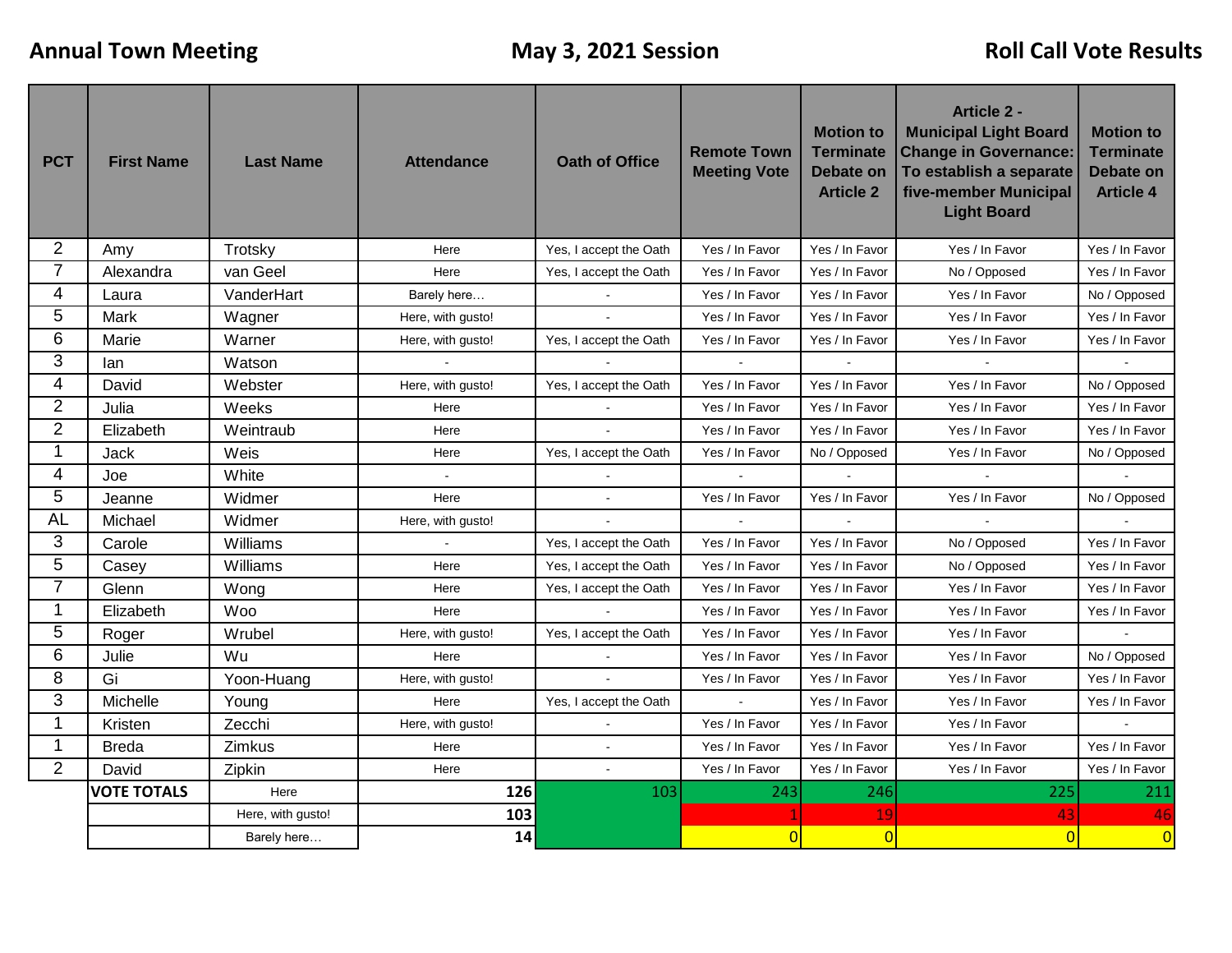| PCT | First Name | Last Name | Attendance | Oath of Office | Remote Town Meeting Vote | Motion to Terminate Debate on Article 2 | Article 2 - Municipal Light Board Change in Governance: To establish a separate five-member Municipal Light Board | Motion to Terminate Debate on Article 4 |
|---|---|---|---|---|---|---|---|---|
| 2 | Amy | Trotsky | Here | Yes, I accept the Oath | Yes / In Favor | Yes / In Favor | Yes / In Favor | Yes / In Favor |
| 7 | Alexandra | van Geel | Here | Yes, I accept the Oath | Yes / In Favor | Yes / In Favor | No / Opposed | Yes / In Favor |
| 4 | Laura | VanderHart | Barely here… | - | Yes / In Favor | Yes / In Favor | Yes / In Favor | No / Opposed |
| 5 | Mark | Wagner | Here, with gusto! | - | Yes / In Favor | Yes / In Favor | Yes / In Favor | Yes / In Favor |
| 6 | Marie | Warner | Here, with gusto! | Yes, I accept the Oath | Yes / In Favor | Yes / In Favor | Yes / In Favor | Yes / In Favor |
| 3 | Ian | Watson | - | - | - | - | - | - |
| 4 | David | Webster | Here, with gusto! | Yes, I accept the Oath | Yes / In Favor | Yes / In Favor | Yes / In Favor | No / Opposed |
| 2 | Julia | Weeks | Here | - | Yes / In Favor | Yes / In Favor | Yes / In Favor | Yes / In Favor |
| 2 | Elizabeth | Weintraub | Here | - | Yes / In Favor | Yes / In Favor | Yes / In Favor | Yes / In Favor |
| 1 | Jack | Weis | Here | Yes, I accept the Oath | Yes / In Favor | No / Opposed | Yes / In Favor | No / Opposed |
| 4 | Joe | White | - | - | - | - | - | - |
| 5 | Jeanne | Widmer | Here | - | Yes / In Favor | Yes / In Favor | Yes / In Favor | No / Opposed |
| AL | Michael | Widmer | Here, with gusto! | - | - | - | - | - |
| 3 | Carole | Williams | - | Yes, I accept the Oath | Yes / In Favor | Yes / In Favor | No / Opposed | Yes / In Favor |
| 5 | Casey | Williams | Here | Yes, I accept the Oath | Yes / In Favor | Yes / In Favor | No / Opposed | Yes / In Favor |
| 7 | Glenn | Wong | Here | Yes, I accept the Oath | Yes / In Favor | Yes / In Favor | Yes / In Favor | Yes / In Favor |
| 1 | Elizabeth | Woo | Here | - | Yes / In Favor | Yes / In Favor | Yes / In Favor | Yes / In Favor |
| 5 | Roger | Wrubel | Here, with gusto! | Yes, I accept the Oath | Yes / In Favor | Yes / In Favor | Yes / In Favor | - |
| 6 | Julie | Wu | Here | - | Yes / In Favor | Yes / In Favor | Yes / In Favor | No / Opposed |
| 8 | Gi | Yoon-Huang | Here, with gusto! | - | Yes / In Favor | Yes / In Favor | Yes / In Favor | Yes / In Favor |
| 3 | Michelle | Young | Here | Yes, I accept the Oath | - | Yes / In Favor | Yes / In Favor | Yes / In Favor |
| 1 | Kristen | Zecchi | Here, with gusto! | - | Yes / In Favor | Yes / In Favor | Yes / In Favor | - |
| 1 | Breda | Zimkus | Here | - | Yes / In Favor | Yes / In Favor | Yes / In Favor | Yes / In Favor |
| 2 | David | Zipkin | Here | - | Yes / In Favor | Yes / In Favor | Yes / In Favor | Yes / In Favor |
| | **VOTE TOTALS** | Here | **126** | 103 | 243 | 246 | 225 | 211 |
| | | Here, with gusto! | **103** | | 1 | 19 | 43 | 46 |
| | | Barely here… | **14** | | 0 | 0 | 0 | 0 |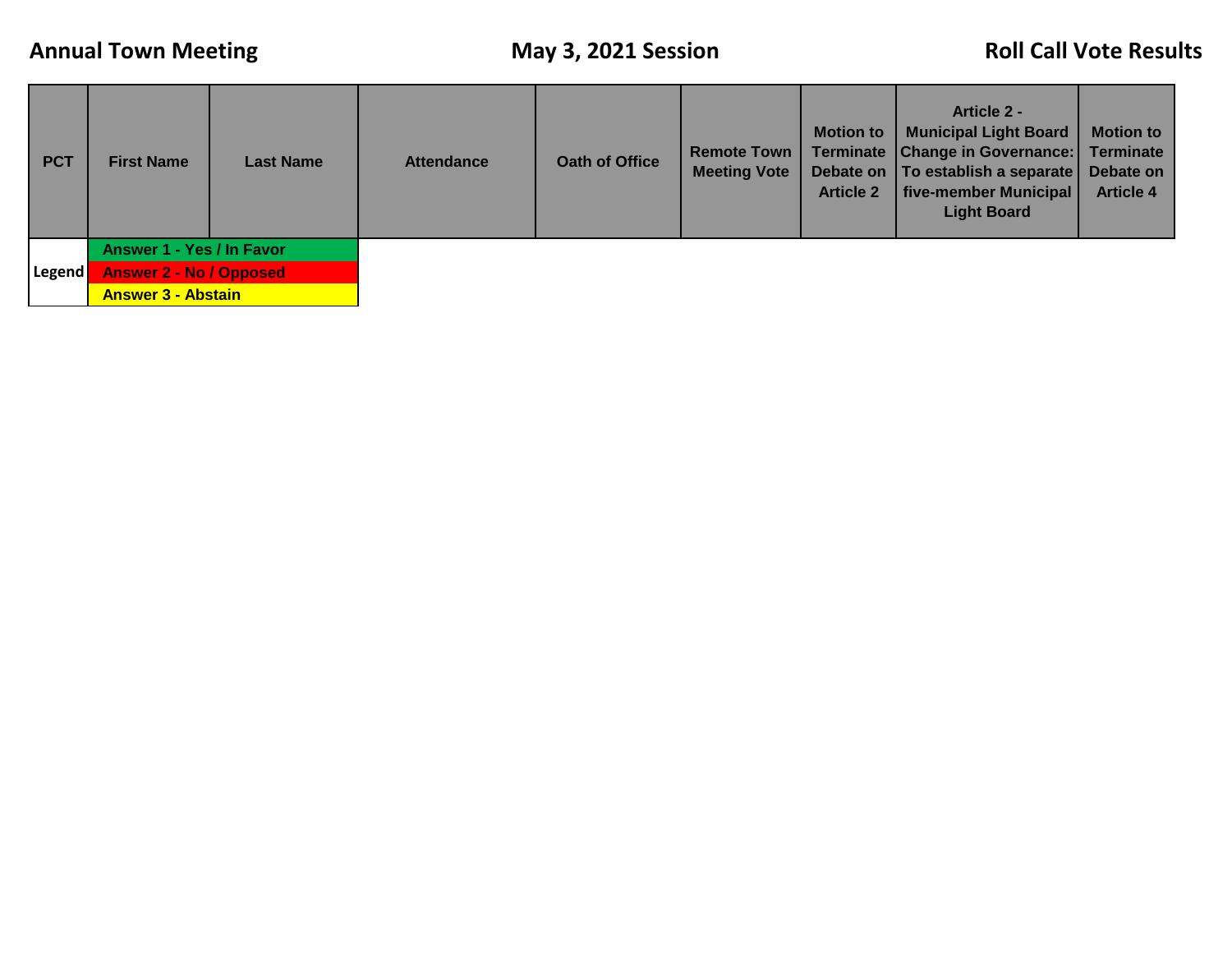**Annual Town Meeting** **May 3, 2021 Session** **Roll Call Vote Results**

| PCT | First Name | Last Name | Attendance | Oath of Office | Remote Town Meeting Vote | Motion to Terminate Debate on Article 2 | Article 2 - Municipal Light Board Change in Governance: To establish a separate five-member Municipal Light Board | Motion to Terminate Debate on Article 4 |
|---|---|---|---|---|---|---|---|---|

| Legend | |
|---|---|
| | Answer 1 - Yes / In Favor |
| | Answer 2 - No / Opposed |
| | Answer 3 - Abstain |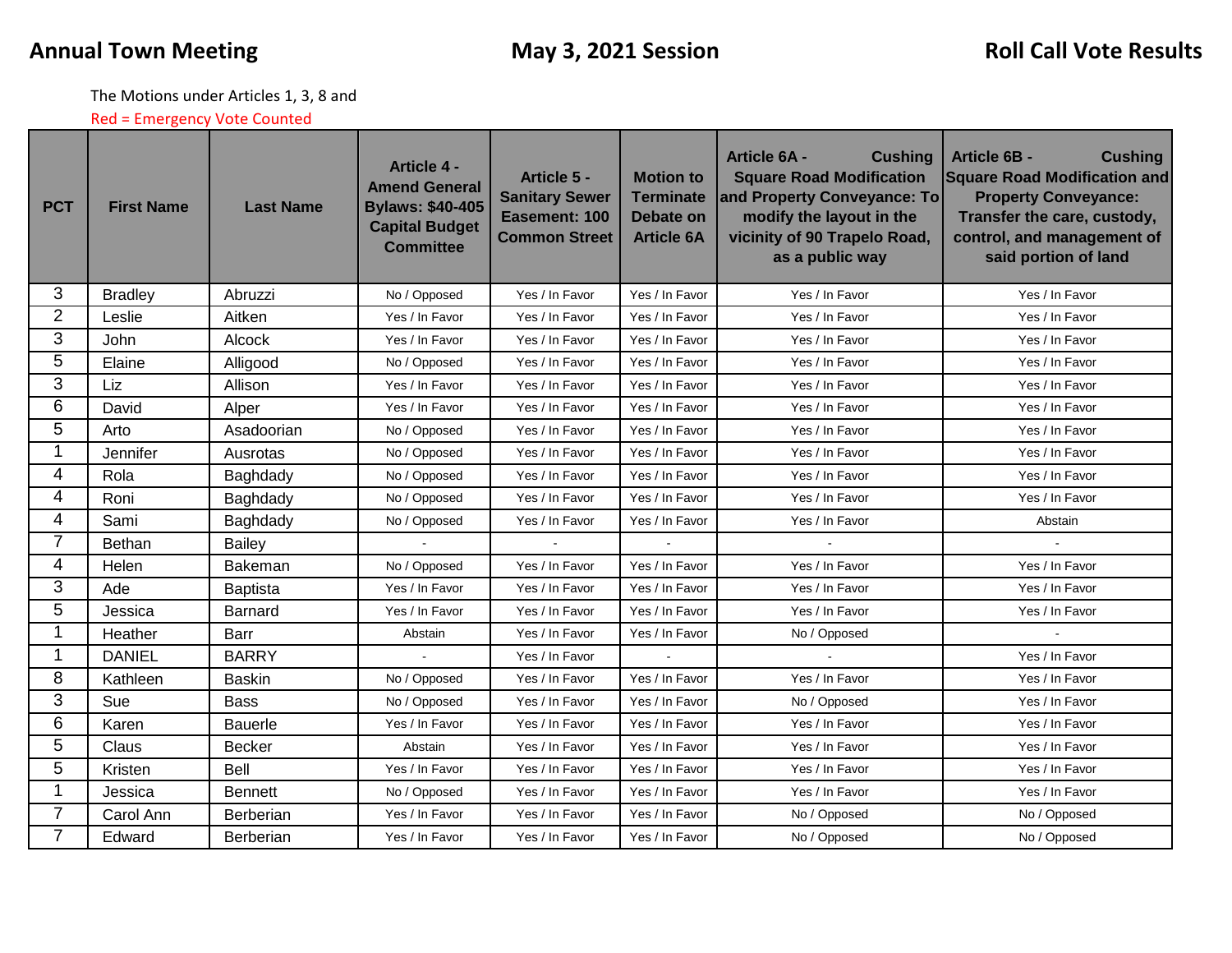**Annual Town Meeting** **May 3, 2021 Session** **Roll Call Vote Results**

The Motions under Articles 1, 3, 8 and

Red = Emergency Vote Counted

| PCT | First Name | Last Name | Article 4 - Amend General Bylaws: $40-405 Capital Budget Committee | Article 5 - Sanitary Sewer Easement: 100 Common Street | Motion to Terminate Debate on Article 6A | Article 6A - Cushing Square Road Modification and Property Conveyance: To modify the layout in the vicinity of 90 Trapelo Road, as a public way | Article 6B - Cushing Square Road Modification and Property Conveyance: Transfer the care, custody, control, and management of said portion of land |
|---|---|---|---|---|---|---|---|
| 3 | Bradley | Abruzzi | No / Opposed | Yes / In Favor | Yes / In Favor | Yes / In Favor | Yes / In Favor |
| 2 | Leslie | Aitken | Yes / In Favor | Yes / In Favor | Yes / In Favor | Yes / In Favor | Yes / In Favor |
| 3 | John | Alcock | Yes / In Favor | Yes / In Favor | Yes / In Favor | Yes / In Favor | Yes / In Favor |
| 5 | Elaine | Alligood | No / Opposed | Yes / In Favor | Yes / In Favor | Yes / In Favor | Yes / In Favor |
| 3 | Liz | Allison | Yes / In Favor | Yes / In Favor | Yes / In Favor | Yes / In Favor | Yes / In Favor |
| 6 | David | Alper | Yes / In Favor | Yes / In Favor | Yes / In Favor | Yes / In Favor | Yes / In Favor |
| 5 | Arto | Asadoorian | No / Opposed | Yes / In Favor | Yes / In Favor | Yes / In Favor | Yes / In Favor |
| 1 | Jennifer | Ausrotas | No / Opposed | Yes / In Favor | Yes / In Favor | Yes / In Favor | Yes / In Favor |
| 4 | Rola | Baghdady | No / Opposed | Yes / In Favor | Yes / In Favor | Yes / In Favor | Yes / In Favor |
| 4 | Roni | Baghdady | No / Opposed | Yes / In Favor | Yes / In Favor | Yes / In Favor | Yes / In Favor |
| 4 | Sami | Baghdady | No / Opposed | Yes / In Favor | Yes / In Favor | Yes / In Favor | Abstain |
| 7 | Bethan | Bailey | - | - | - | - | - |
| 4 | Helen | Bakeman | No / Opposed | Yes / In Favor | Yes / In Favor | Yes / In Favor | Yes / In Favor |
| 3 | Ade | Baptista | Yes / In Favor | Yes / In Favor | Yes / In Favor | Yes / In Favor | Yes / In Favor |
| 5 | Jessica | Barnard | Yes / In Favor | Yes / In Favor | Yes / In Favor | Yes / In Favor | Yes / In Favor |
| 1 | Heather | Barr | Abstain | Yes / In Favor | Yes / In Favor | No / Opposed | - |
| 1 | DANIEL | BARRY | - | Yes / In Favor | - | - | Yes / In Favor |
| 8 | Kathleen | Baskin | No / Opposed | Yes / In Favor | Yes / In Favor | Yes / In Favor | Yes / In Favor |
| 3 | Sue | Bass | No / Opposed | Yes / In Favor | Yes / In Favor | No / Opposed | Yes / In Favor |
| 6 | Karen | Bauerle | Yes / In Favor | Yes / In Favor | Yes / In Favor | Yes / In Favor | Yes / In Favor |
| 5 | Claus | Becker | Abstain | Yes / In Favor | Yes / In Favor | Yes / In Favor | Yes / In Favor |
| 5 | Kristen | Bell | Yes / In Favor | Yes / In Favor | Yes / In Favor | Yes / In Favor | Yes / In Favor |
| 1 | Jessica | Bennett | No / Opposed | Yes / In Favor | Yes / In Favor | Yes / In Favor | Yes / In Favor |
| 7 | Carol Ann | Berberian | Yes / In Favor | Yes / In Favor | Yes / In Favor | No / Opposed | No / Opposed |
| 7 | Edward | Berberian | Yes / In Favor | Yes / In Favor | Yes / In Favor | No / Opposed | No / Opposed |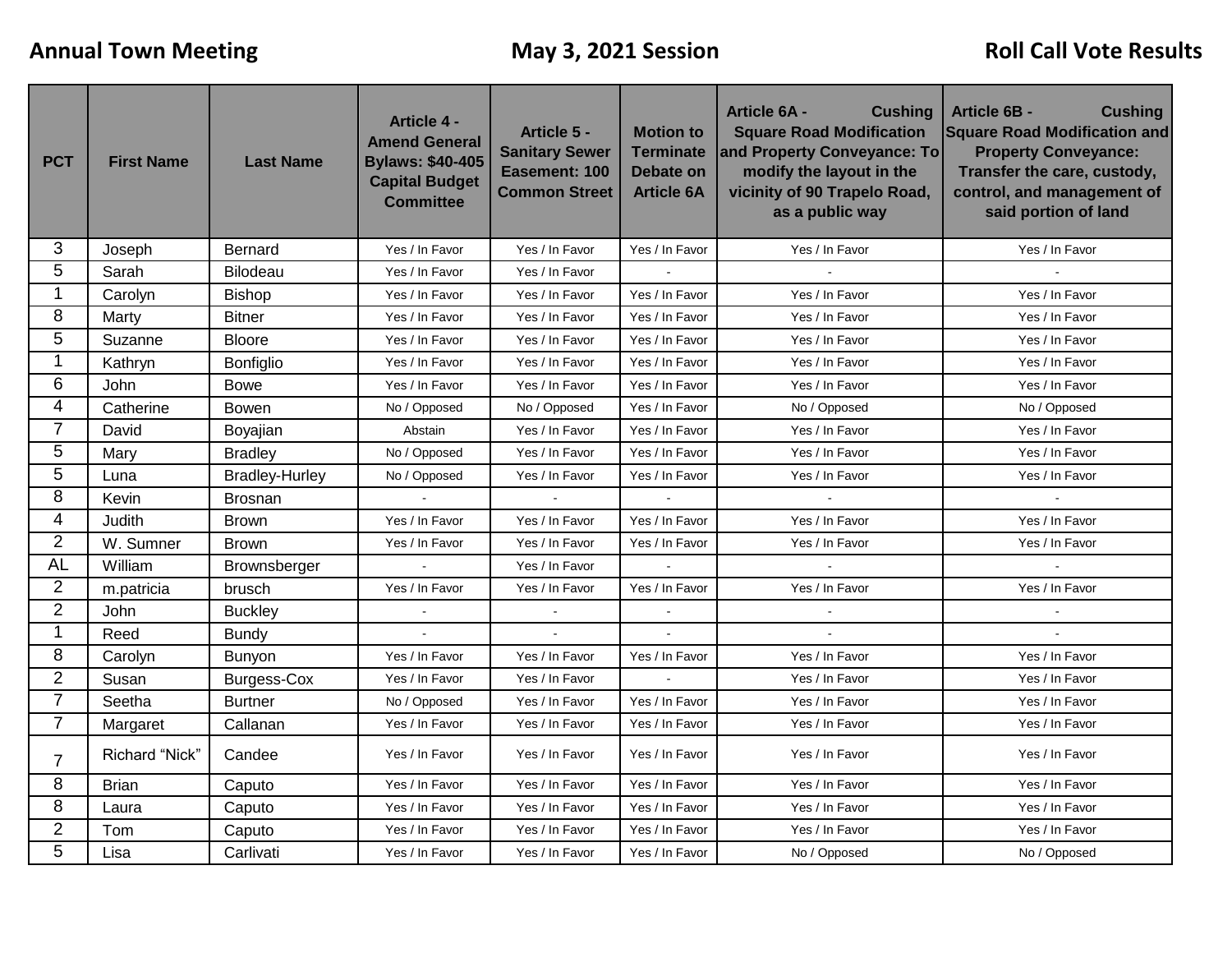**Annual Town Meeting** **May 3, 2021 Session** **Roll Call Vote Results**

| PCT | First Name | Last Name | Article 4 - Amend General Bylaws: $40-405 Capital Budget Committee | Article 5 - Sanitary Sewer Easement: 100 Common Street | Motion to Terminate Debate on Article 6A | Article 6A - Cushing Square Road Modification and Property Conveyance: To modify the layout in the vicinity of 90 Trapelo Road, as a public way | Article 6B - Cushing Square Road Modification and Property Conveyance: Transfer the care, custody, control, and management of said portion of land |
|---|---|---|---|---|---|---|---|
| 3 | Joseph | Bernard | Yes / In Favor | Yes / In Favor | Yes / In Favor | Yes / In Favor | Yes / In Favor |
| 5 | Sarah | Bilodeau | Yes / In Favor | Yes / In Favor | - | - | - |
| 1 | Carolyn | Bishop | Yes / In Favor | Yes / In Favor | Yes / In Favor | Yes / In Favor | Yes / In Favor |
| 8 | Marty | Bitner | Yes / In Favor | Yes / In Favor | Yes / In Favor | Yes / In Favor | Yes / In Favor |
| 5 | Suzanne | Bloore | Yes / In Favor | Yes / In Favor | Yes / In Favor | Yes / In Favor | Yes / In Favor |
| 1 | Kathryn | Bonfiglio | Yes / In Favor | Yes / In Favor | Yes / In Favor | Yes / In Favor | Yes / In Favor |
| 6 | John | Bowe | Yes / In Favor | Yes / In Favor | Yes / In Favor | Yes / In Favor | Yes / In Favor |
| 4 | Catherine | Bowen | No / Opposed | No / Opposed | Yes / In Favor | No / Opposed | No / Opposed |
| 7 | David | Boyajian | Abstain | Yes / In Favor | Yes / In Favor | Yes / In Favor | Yes / In Favor |
| 5 | Mary | Bradley | No / Opposed | Yes / In Favor | Yes / In Favor | Yes / In Favor | Yes / In Favor |
| 5 | Luna | Bradley-Hurley | No / Opposed | Yes / In Favor | Yes / In Favor | Yes / In Favor | Yes / In Favor |
| 8 | Kevin | Brosnan | - | - | - | - | - |
| 4 | Judith | Brown | Yes / In Favor | Yes / In Favor | Yes / In Favor | Yes / In Favor | Yes / In Favor |
| 2 | W. Sumner | Brown | Yes / In Favor | Yes / In Favor | Yes / In Favor | Yes / In Favor | Yes / In Favor |
| AL | William | Brownsberger | - | Yes / In Favor | - | - | - |
| 2 | m.patricia | brusch | Yes / In Favor | Yes / In Favor | Yes / In Favor | Yes / In Favor | Yes / In Favor |
| 2 | John | Buckley | - | - | - | - | - |
| 1 | Reed | Bundy | - | - | - | - | - |
| 8 | Carolyn | Bunyon | Yes / In Favor | Yes / In Favor | Yes / In Favor | Yes / In Favor | Yes / In Favor |
| 2 | Susan | Burgess-Cox | Yes / In Favor | Yes / In Favor | - | Yes / In Favor | Yes / In Favor |
| 7 | Seetha | Burtner | No / Opposed | Yes / In Favor | Yes / In Favor | Yes / In Favor | Yes / In Favor |
| 7 | Margaret | Callanan | Yes / In Favor | Yes / In Favor | Yes / In Favor | Yes / In Favor | Yes / In Favor |
| 7 | Richard “Nick” | Candee | Yes / In Favor | Yes / In Favor | Yes / In Favor | Yes / In Favor | Yes / In Favor |
| 8 | Brian | Caputo | Yes / In Favor | Yes / In Favor | Yes / In Favor | Yes / In Favor | Yes / In Favor |
| 8 | Laura | Caputo | Yes / In Favor | Yes / In Favor | Yes / In Favor | Yes / In Favor | Yes / In Favor |
| 2 | Tom | Caputo | Yes / In Favor | Yes / In Favor | Yes / In Favor | Yes / In Favor | Yes / In Favor |
| 5 | Lisa | Carlivati | Yes / In Favor | Yes / In Favor | Yes / In Favor | No / Opposed | No / Opposed |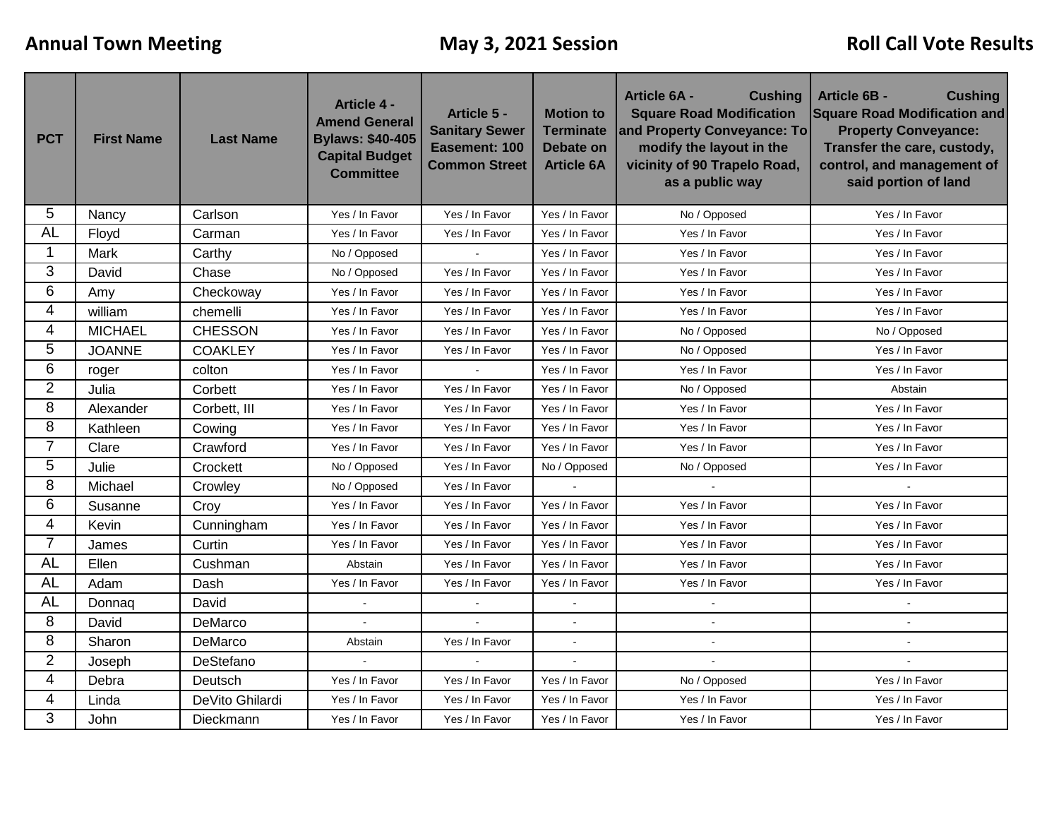**Annual Town Meeting** **May 3, 2021 Session** **Roll Call Vote Results**

| PCT | First Name | Last Name | Article 4 - Amend General Bylaws: $40-405 Capital Budget Committee | Article 5 - Sanitary Sewer Easement: 100 Common Street | Motion to Terminate Debate on Article 6A | Article 6A - Cushing Square Road Modification and Property Conveyance: To modify the layout in the vicinity of 90 Trapelo Road, as a public way | Article 6B - Cushing Square Road Modification and Property Conveyance: Transfer the care, custody, control, and management of said portion of land |
|---|---|---|---|---|---|---|---|
| 5 | Nancy | Carlson | Yes / In Favor | Yes / In Favor | Yes / In Favor | No / Opposed | Yes / In Favor |
| AL | Floyd | Carman | Yes / In Favor | Yes / In Favor | Yes / In Favor | Yes / In Favor | Yes / In Favor |
| 1 | Mark | Carthy | No / Opposed | - | Yes / In Favor | Yes / In Favor | Yes / In Favor |
| 3 | David | Chase | No / Opposed | Yes / In Favor | Yes / In Favor | Yes / In Favor | Yes / In Favor |
| 6 | Amy | Checkoway | Yes / In Favor | Yes / In Favor | Yes / In Favor | Yes / In Favor | Yes / In Favor |
| 4 | william | chemelli | Yes / In Favor | Yes / In Favor | Yes / In Favor | Yes / In Favor | Yes / In Favor |
| 4 | MICHAEL | CHESSON | Yes / In Favor | Yes / In Favor | Yes / In Favor | No / Opposed | No / Opposed |
| 5 | JOANNE | COAKLEY | Yes / In Favor | Yes / In Favor | Yes / In Favor | No / Opposed | Yes / In Favor |
| 6 | roger | colton | Yes / In Favor | - | Yes / In Favor | Yes / In Favor | Yes / In Favor |
| 2 | Julia | Corbett | Yes / In Favor | Yes / In Favor | Yes / In Favor | No / Opposed | Abstain |
| 8 | Alexander | Corbett, III | Yes / In Favor | Yes / In Favor | Yes / In Favor | Yes / In Favor | Yes / In Favor |
| 8 | Kathleen | Cowing | Yes / In Favor | Yes / In Favor | Yes / In Favor | Yes / In Favor | Yes / In Favor |
| 7 | Clare | Crawford | Yes / In Favor | Yes / In Favor | Yes / In Favor | Yes / In Favor | Yes / In Favor |
| 5 | Julie | Crockett | No / Opposed | Yes / In Favor | No / Opposed | No / Opposed | Yes / In Favor |
| 8 | Michael | Crowley | No / Opposed | Yes / In Favor | - | - | - |
| 6 | Susanne | Croy | Yes / In Favor | Yes / In Favor | Yes / In Favor | Yes / In Favor | Yes / In Favor |
| 4 | Kevin | Cunningham | Yes / In Favor | Yes / In Favor | Yes / In Favor | Yes / In Favor | Yes / In Favor |
| 7 | James | Curtin | Yes / In Favor | Yes / In Favor | Yes / In Favor | Yes / In Favor | Yes / In Favor |
| AL | Ellen | Cushman | Abstain | Yes / In Favor | Yes / In Favor | Yes / In Favor | Yes / In Favor |
| AL | Adam | Dash | Yes / In Favor | Yes / In Favor | Yes / In Favor | Yes / In Favor | Yes / In Favor |
| AL | Donnaq | David | - | - | - | - | - |
| 8 | David | DeMarco | - | - | - | - | - |
| 8 | Sharon | DeMarco | Abstain | Yes / In Favor | - | - | - |
| 2 | Joseph | DeStefano | - | - | - | - | - |
| 4 | Debra | Deutsch | Yes / In Favor | Yes / In Favor | Yes / In Favor | No / Opposed | Yes / In Favor |
| 4 | Linda | DeVito Ghilardi | Yes / In Favor | Yes / In Favor | Yes / In Favor | Yes / In Favor | Yes / In Favor |
| 3 | John | Dieckmann | Yes / In Favor | Yes / In Favor | Yes / In Favor | Yes / In Favor | Yes / In Favor |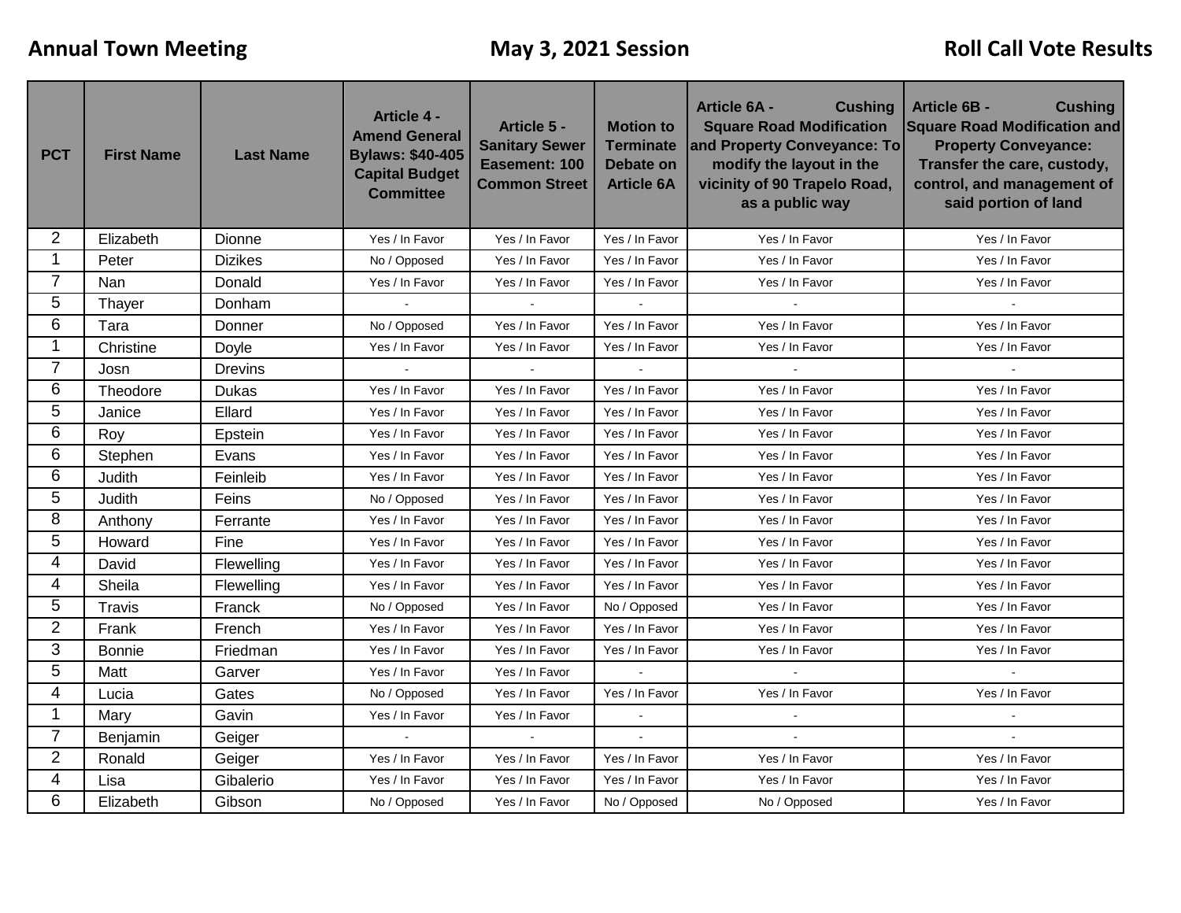**Annual Town Meeting** **May 3, 2021 Session** **Roll Call Vote Results**

| PCT | First Name | Last Name | Article 4 - Amend General Bylaws: $40-405 Capital Budget Committee | Article 5 - Sanitary Sewer Easement: 100 Common Street | Motion to Terminate Debate on Article 6A | Article 6A - Cushing Square Road Modification and Property Conveyance: To modify the layout in the vicinity of 90 Trapelo Road, as a public way | Article 6B - Cushing Square Road Modification and Property Conveyance: Transfer the care, custody, control, and management of said portion of land |
|---|---|---|---|---|---|---|---|
| 2 | Elizabeth | Dionne | Yes / In Favor | Yes / In Favor | Yes / In Favor | Yes / In Favor | Yes / In Favor |
| 1 | Peter | Dizikes | No / Opposed | Yes / In Favor | Yes / In Favor | Yes / In Favor | Yes / In Favor |
| 7 | Nan | Donald | Yes / In Favor | Yes / In Favor | Yes / In Favor | Yes / In Favor | Yes / In Favor |
| 5 | Thayer | Donham | - | - | - | - | - |
| 6 | Tara | Donner | No / Opposed | Yes / In Favor | Yes / In Favor | Yes / In Favor | Yes / In Favor |
| 1 | Christine | Doyle | Yes / In Favor | Yes / In Favor | Yes / In Favor | Yes / In Favor | Yes / In Favor |
| 7 | Josn | Drevins | - | - | - | - | - |
| 6 | Theodore | Dukas | Yes / In Favor | Yes / In Favor | Yes / In Favor | Yes / In Favor | Yes / In Favor |
| 5 | Janice | Ellard | Yes / In Favor | Yes / In Favor | Yes / In Favor | Yes / In Favor | Yes / In Favor |
| 6 | Roy | Epstein | Yes / In Favor | Yes / In Favor | Yes / In Favor | Yes / In Favor | Yes / In Favor |
| 6 | Stephen | Evans | Yes / In Favor | Yes / In Favor | Yes / In Favor | Yes / In Favor | Yes / In Favor |
| 6 | Judith | Feinleib | Yes / In Favor | Yes / In Favor | Yes / In Favor | Yes / In Favor | Yes / In Favor |
| 5 | Judith | Feins | No / Opposed | Yes / In Favor | Yes / In Favor | Yes / In Favor | Yes / In Favor |
| 8 | Anthony | Ferrante | Yes / In Favor | Yes / In Favor | Yes / In Favor | Yes / In Favor | Yes / In Favor |
| 5 | Howard | Fine | Yes / In Favor | Yes / In Favor | Yes / In Favor | Yes / In Favor | Yes / In Favor |
| 4 | David | Flewelling | Yes / In Favor | Yes / In Favor | Yes / In Favor | Yes / In Favor | Yes / In Favor |
| 4 | Sheila | Flewelling | Yes / In Favor | Yes / In Favor | Yes / In Favor | Yes / In Favor | Yes / In Favor |
| 5 | Travis | Franck | No / Opposed | Yes / In Favor | No / Opposed | Yes / In Favor | Yes / In Favor |
| 2 | Frank | French | Yes / In Favor | Yes / In Favor | Yes / In Favor | Yes / In Favor | Yes / In Favor |
| 3 | Bonnie | Friedman | Yes / In Favor | Yes / In Favor | Yes / In Favor | Yes / In Favor | Yes / In Favor |
| 5 | Matt | Garver | Yes / In Favor | Yes / In Favor | - | - | - |
| 4 | Lucia | Gates | No / Opposed | Yes / In Favor | Yes / In Favor | Yes / In Favor | Yes / In Favor |
| 1 | Mary | Gavin | Yes / In Favor | Yes / In Favor | - | - | - |
| 7 | Benjamin | Geiger | - | - | - | - | - |
| 2 | Ronald | Geiger | Yes / In Favor | Yes / In Favor | Yes / In Favor | Yes / In Favor | Yes / In Favor |
| 4 | Lisa | Gibalerio | Yes / In Favor | Yes / In Favor | Yes / In Favor | Yes / In Favor | Yes / In Favor |
| 6 | Elizabeth | Gibson | No / Opposed | Yes / In Favor | No / Opposed | No / Opposed | Yes / In Favor |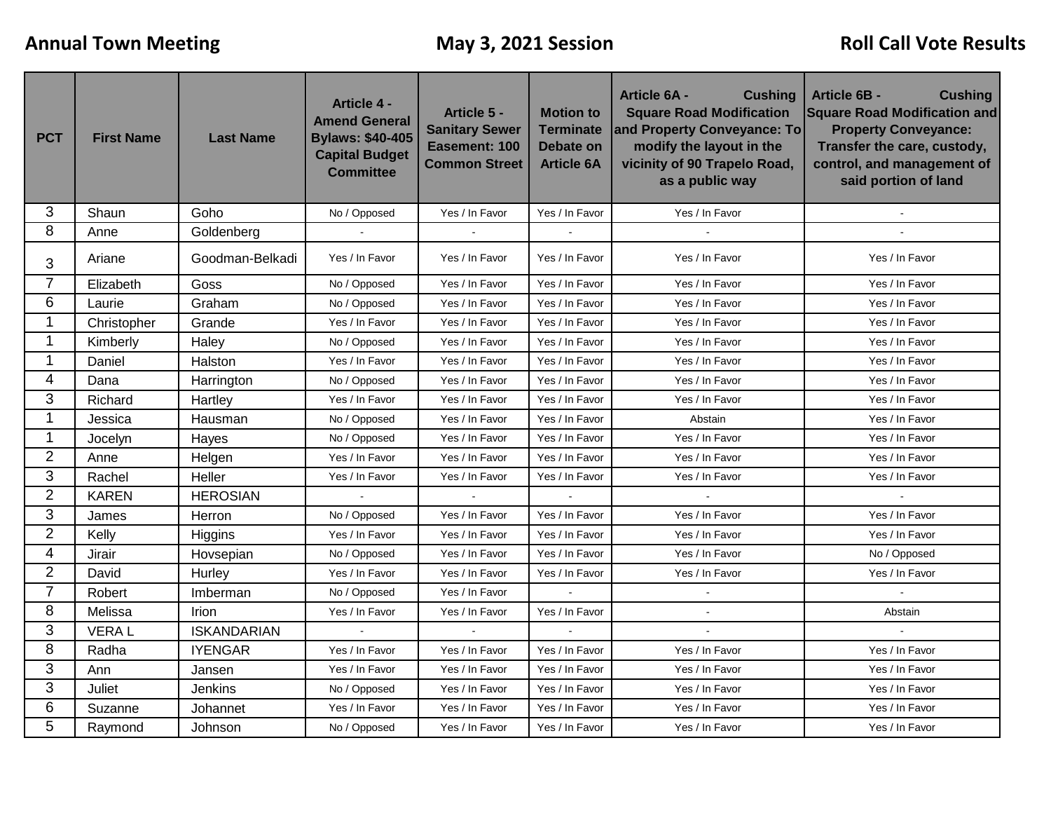**Annual Town Meeting** **May 3, 2021 Session** **Roll Call Vote Results**

| PCT | First Name | Last Name | Article 4 - Amend General Bylaws: $40-405 Capital Budget Committee | Article 5 - Sanitary Sewer Easement: 100 Common Street | Motion to Terminate Debate on Article 6A | Article 6A - Cushing Square Road Modification and Property Conveyance: To modify the layout in the vicinity of 90 Trapelo Road, as a public way | Article 6B - Cushing Square Road Modification and Property Conveyance: Transfer the care, custody, control, and management of said portion of land |
|---|---|---|---|---|---|---|---|
| 3 | Shaun | Goho | No / Opposed | Yes / In Favor | Yes / In Favor | Yes / In Favor | - |
| 8 | Anne | Goldenberg | - | - | - | - | - |
| 3 | Ariane | Goodman-Belkadi | Yes / In Favor | Yes / In Favor | Yes / In Favor | Yes / In Favor | Yes / In Favor |
| 7 | Elizabeth | Goss | No / Opposed | Yes / In Favor | Yes / In Favor | Yes / In Favor | Yes / In Favor |
| 6 | Laurie | Graham | No / Opposed | Yes / In Favor | Yes / In Favor | Yes / In Favor | Yes / In Favor |
| 1 | Christopher | Grande | Yes / In Favor | Yes / In Favor | Yes / In Favor | Yes / In Favor | Yes / In Favor |
| 1 | Kimberly | Haley | No / Opposed | Yes / In Favor | Yes / In Favor | Yes / In Favor | Yes / In Favor |
| 1 | Daniel | Halston | Yes / In Favor | Yes / In Favor | Yes / In Favor | Yes / In Favor | Yes / In Favor |
| 4 | Dana | Harrington | No / Opposed | Yes / In Favor | Yes / In Favor | Yes / In Favor | Yes / In Favor |
| 3 | Richard | Hartley | Yes / In Favor | Yes / In Favor | Yes / In Favor | Yes / In Favor | Yes / In Favor |
| 1 | Jessica | Hausman | No / Opposed | Yes / In Favor | Yes / In Favor | Abstain | Yes / In Favor |
| 1 | Jocelyn | Hayes | No / Opposed | Yes / In Favor | Yes / In Favor | Yes / In Favor | Yes / In Favor |
| 2 | Anne | Helgen | Yes / In Favor | Yes / In Favor | Yes / In Favor | Yes / In Favor | Yes / In Favor |
| 3 | Rachel | Heller | Yes / In Favor | Yes / In Favor | Yes / In Favor | Yes / In Favor | Yes / In Favor |
| 2 | KAREN | HEROSIAN | - | - | - | - | - |
| 3 | James | Herron | No / Opposed | Yes / In Favor | Yes / In Favor | Yes / In Favor | Yes / In Favor |
| 2 | Kelly | Higgins | Yes / In Favor | Yes / In Favor | Yes / In Favor | Yes / In Favor | Yes / In Favor |
| 4 | Jirair | Hovsepian | No / Opposed | Yes / In Favor | Yes / In Favor | Yes / In Favor | No / Opposed |
| 2 | David | Hurley | Yes / In Favor | Yes / In Favor | Yes / In Favor | Yes / In Favor | Yes / In Favor |
| 7 | Robert | Imberman | No / Opposed | Yes / In Favor | - | - | - |
| 8 | Melissa | Irion | Yes / In Favor | Yes / In Favor | Yes / In Favor | - | Abstain |
| 3 | VERA L | ISKANDARIAN | - | - | - | - | - |
| 8 | Radha | IYENGAR | Yes / In Favor | Yes / In Favor | Yes / In Favor | Yes / In Favor | Yes / In Favor |
| 3 | Ann | Jansen | Yes / In Favor | Yes / In Favor | Yes / In Favor | Yes / In Favor | Yes / In Favor |
| 3 | Juliet | Jenkins | No / Opposed | Yes / In Favor | Yes / In Favor | Yes / In Favor | Yes / In Favor |
| 6 | Suzanne | Johannet | Yes / In Favor | Yes / In Favor | Yes / In Favor | Yes / In Favor | Yes / In Favor |
| 5 | Raymond | Johnson | No / Opposed | Yes / In Favor | Yes / In Favor | Yes / In Favor | Yes / In Favor |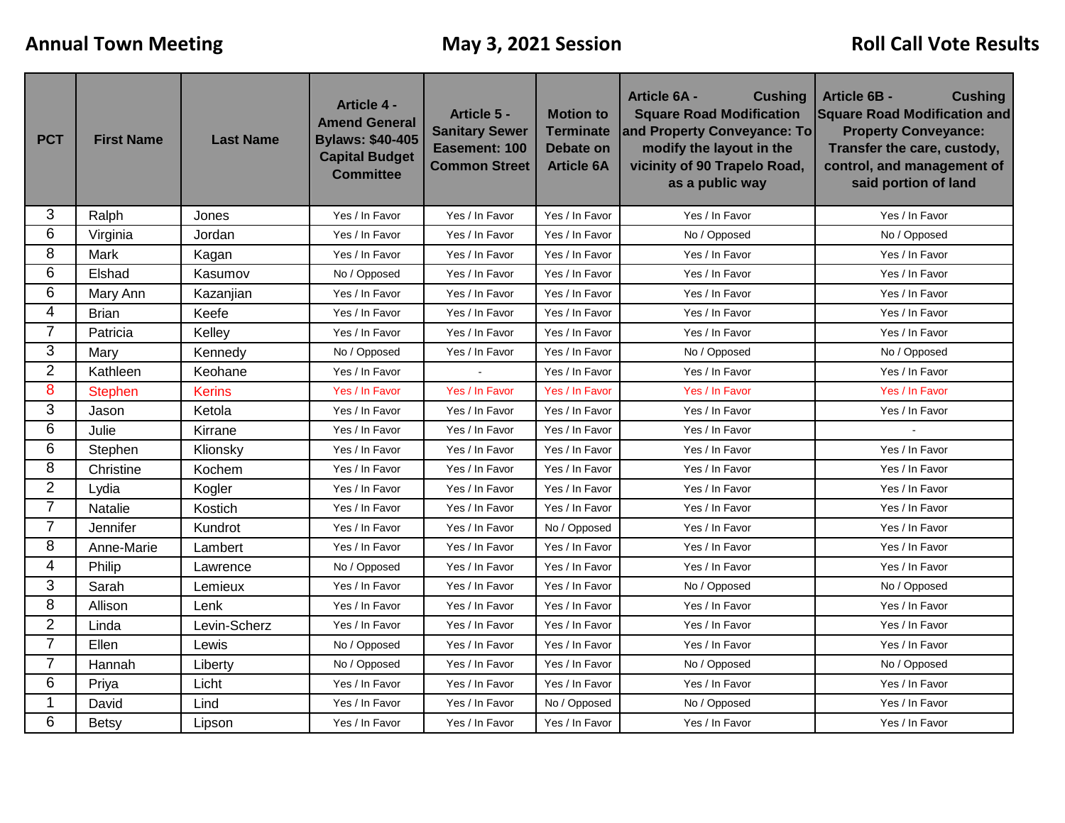**Annual Town Meeting** **May 3, 2021 Session** **Roll Call Vote Results**

| PCT | First Name | Last Name | Article 4 - Amend General Bylaws: $40-405 Capital Budget Committee | Article 5 - Sanitary Sewer Easement: 100 Common Street | Motion to Terminate Debate on Article 6A | Article 6A - Cushing Square Road Modification and Property Conveyance: To modify the layout in the vicinity of 90 Trapelo Road, as a public way | Article 6B - Cushing Square Road Modification and Property Conveyance: Transfer the care, custody, control, and management of said portion of land |
|---|---|---|---|---|---|---|---|
| 3 | Ralph | Jones | Yes / In Favor | Yes / In Favor | Yes / In Favor | Yes / In Favor | Yes / In Favor |
| 6 | Virginia | Jordan | Yes / In Favor | Yes / In Favor | Yes / In Favor | No / Opposed | No / Opposed |
| 8 | Mark | Kagan | Yes / In Favor | Yes / In Favor | Yes / In Favor | Yes / In Favor | Yes / In Favor |
| 6 | Elshad | Kasumov | No / Opposed | Yes / In Favor | Yes / In Favor | Yes / In Favor | Yes / In Favor |
| 6 | Mary Ann | Kazanjian | Yes / In Favor | Yes / In Favor | Yes / In Favor | Yes / In Favor | Yes / In Favor |
| 4 | Brian | Keefe | Yes / In Favor | Yes / In Favor | Yes / In Favor | Yes / In Favor | Yes / In Favor |
| 7 | Patricia | Kelley | Yes / In Favor | Yes / In Favor | Yes / In Favor | Yes / In Favor | Yes / In Favor |
| 3 | Mary | Kennedy | No / Opposed | Yes / In Favor | Yes / In Favor | No / Opposed | No / Opposed |
| 2 | Kathleen | Keohane | Yes / In Favor | - | Yes / In Favor | Yes / In Favor | Yes / In Favor |
| 8 | Stephen | Kerins | Yes / In Favor | Yes / In Favor | Yes / In Favor | Yes / In Favor | Yes / In Favor |
| 3 | Jason | Ketola | Yes / In Favor | Yes / In Favor | Yes / In Favor | Yes / In Favor | Yes / In Favor |
| 6 | Julie | Kirrane | Yes / In Favor | Yes / In Favor | Yes / In Favor | Yes / In Favor | - |
| 6 | Stephen | Klionsky | Yes / In Favor | Yes / In Favor | Yes / In Favor | Yes / In Favor | Yes / In Favor |
| 8 | Christine | Kochem | Yes / In Favor | Yes / In Favor | Yes / In Favor | Yes / In Favor | Yes / In Favor |
| 2 | Lydia | Kogler | Yes / In Favor | Yes / In Favor | Yes / In Favor | Yes / In Favor | Yes / In Favor |
| 7 | Natalie | Kostich | Yes / In Favor | Yes / In Favor | Yes / In Favor | Yes / In Favor | Yes / In Favor |
| 7 | Jennifer | Kundrot | Yes / In Favor | Yes / In Favor | No / Opposed | Yes / In Favor | Yes / In Favor |
| 8 | Anne-Marie | Lambert | Yes / In Favor | Yes / In Favor | Yes / In Favor | Yes / In Favor | Yes / In Favor |
| 4 | Philip | Lawrence | No / Opposed | Yes / In Favor | Yes / In Favor | Yes / In Favor | Yes / In Favor |
| 3 | Sarah | Lemieux | Yes / In Favor | Yes / In Favor | Yes / In Favor | No / Opposed | No / Opposed |
| 8 | Allison | Lenk | Yes / In Favor | Yes / In Favor | Yes / In Favor | Yes / In Favor | Yes / In Favor |
| 2 | Linda | Levin-Scherz | Yes / In Favor | Yes / In Favor | Yes / In Favor | Yes / In Favor | Yes / In Favor |
| 7 | Ellen | Lewis | No / Opposed | Yes / In Favor | Yes / In Favor | Yes / In Favor | Yes / In Favor |
| 7 | Hannah | Liberty | No / Opposed | Yes / In Favor | Yes / In Favor | No / Opposed | No / Opposed |
| 6 | Priya | Licht | Yes / In Favor | Yes / In Favor | Yes / In Favor | Yes / In Favor | Yes / In Favor |
| 1 | David | Lind | Yes / In Favor | Yes / In Favor | No / Opposed | No / Opposed | Yes / In Favor |
| 6 | Betsy | Lipson | Yes / In Favor | Yes / In Favor | Yes / In Favor | Yes / In Favor | Yes / In Favor |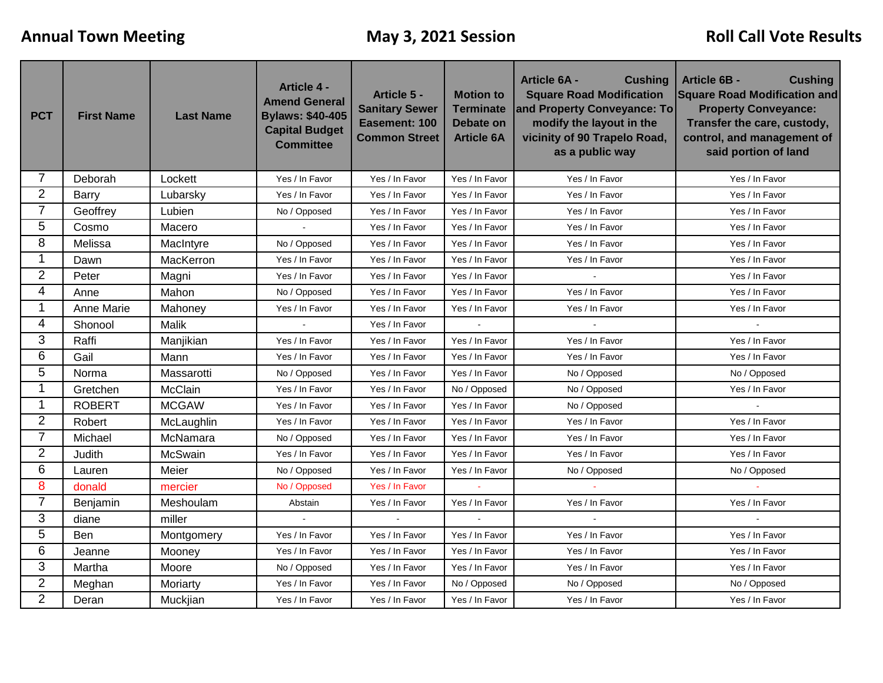**Annual Town Meeting** **May 3, 2021 Session** **Roll Call Vote Results**

| PCT | First Name | Last Name | Article 4 - Amend General Bylaws: $40-405 Capital Budget Committee | Article 5 - Sanitary Sewer Easement: 100 Common Street | Motion to Terminate Debate on Article 6A | Article 6A - Cushing Square Road Modification and Property Conveyance: To modify the layout in the vicinity of 90 Trapelo Road, as a public way | Article 6B - Cushing Square Road Modification and Property Conveyance: Transfer the care, custody, control, and management of said portion of land |
|---|---|---|---|---|---|---|---|
| 7 | Deborah | Lockett | Yes / In Favor | Yes / In Favor | Yes / In Favor | Yes / In Favor | Yes / In Favor |
| 2 | Barry | Lubarsky | Yes / In Favor | Yes / In Favor | Yes / In Favor | Yes / In Favor | Yes / In Favor |
| 7 | Geoffrey | Lubien | No / Opposed | Yes / In Favor | Yes / In Favor | Yes / In Favor | Yes / In Favor |
| 5 | Cosmo | Macero | - | Yes / In Favor | Yes / In Favor | Yes / In Favor | Yes / In Favor |
| 8 | Melissa | MacIntyre | No / Opposed | Yes / In Favor | Yes / In Favor | Yes / In Favor | Yes / In Favor |
| 1 | Dawn | MacKerron | Yes / In Favor | Yes / In Favor | Yes / In Favor | Yes / In Favor | Yes / In Favor |
| 2 | Peter | Magni | Yes / In Favor | Yes / In Favor | Yes / In Favor | - | Yes / In Favor |
| 4 | Anne | Mahon | No / Opposed | Yes / In Favor | Yes / In Favor | Yes / In Favor | Yes / In Favor |
| 1 | Anne Marie | Mahoney | Yes / In Favor | Yes / In Favor | Yes / In Favor | Yes / In Favor | Yes / In Favor |
| 4 | Shonool | Malik | - | Yes / In Favor | - | - | - |
| 3 | Raffi | Manjikian | Yes / In Favor | Yes / In Favor | Yes / In Favor | Yes / In Favor | Yes / In Favor |
| 6 | Gail | Mann | Yes / In Favor | Yes / In Favor | Yes / In Favor | Yes / In Favor | Yes / In Favor |
| 5 | Norma | Massarotti | No / Opposed | Yes / In Favor | Yes / In Favor | No / Opposed | No / Opposed |
| 1 | Gretchen | McClain | Yes / In Favor | Yes / In Favor | No / Opposed | No / Opposed | Yes / In Favor |
| 1 | ROBERT | MCGAW | Yes / In Favor | Yes / In Favor | Yes / In Favor | No / Opposed | - |
| 2 | Robert | McLaughlin | Yes / In Favor | Yes / In Favor | Yes / In Favor | Yes / In Favor | Yes / In Favor |
| 7 | Michael | McNamara | No / Opposed | Yes / In Favor | Yes / In Favor | Yes / In Favor | Yes / In Favor |
| 2 | Judith | McSwain | Yes / In Favor | Yes / In Favor | Yes / In Favor | Yes / In Favor | Yes / In Favor |
| 6 | Lauren | Meier | No / Opposed | Yes / In Favor | Yes / In Favor | No / Opposed | No / Opposed |
| 8 | donald | mercier | No / Opposed | Yes / In Favor | - | - | - |
| 7 | Benjamin | Meshoulam | Abstain | Yes / In Favor | Yes / In Favor | Yes / In Favor | Yes / In Favor |
| 3 | diane | miller | - | - | - | - | - |
| 5 | Ben | Montgomery | Yes / In Favor | Yes / In Favor | Yes / In Favor | Yes / In Favor | Yes / In Favor |
| 6 | Jeanne | Mooney | Yes / In Favor | Yes / In Favor | Yes / In Favor | Yes / In Favor | Yes / In Favor |
| 3 | Martha | Moore | No / Opposed | Yes / In Favor | Yes / In Favor | Yes / In Favor | Yes / In Favor |
| 2 | Meghan | Moriarty | Yes / In Favor | Yes / In Favor | No / Opposed | No / Opposed | No / Opposed |
| 2 | Deran | Muckjian | Yes / In Favor | Yes / In Favor | Yes / In Favor | Yes / In Favor | Yes / In Favor |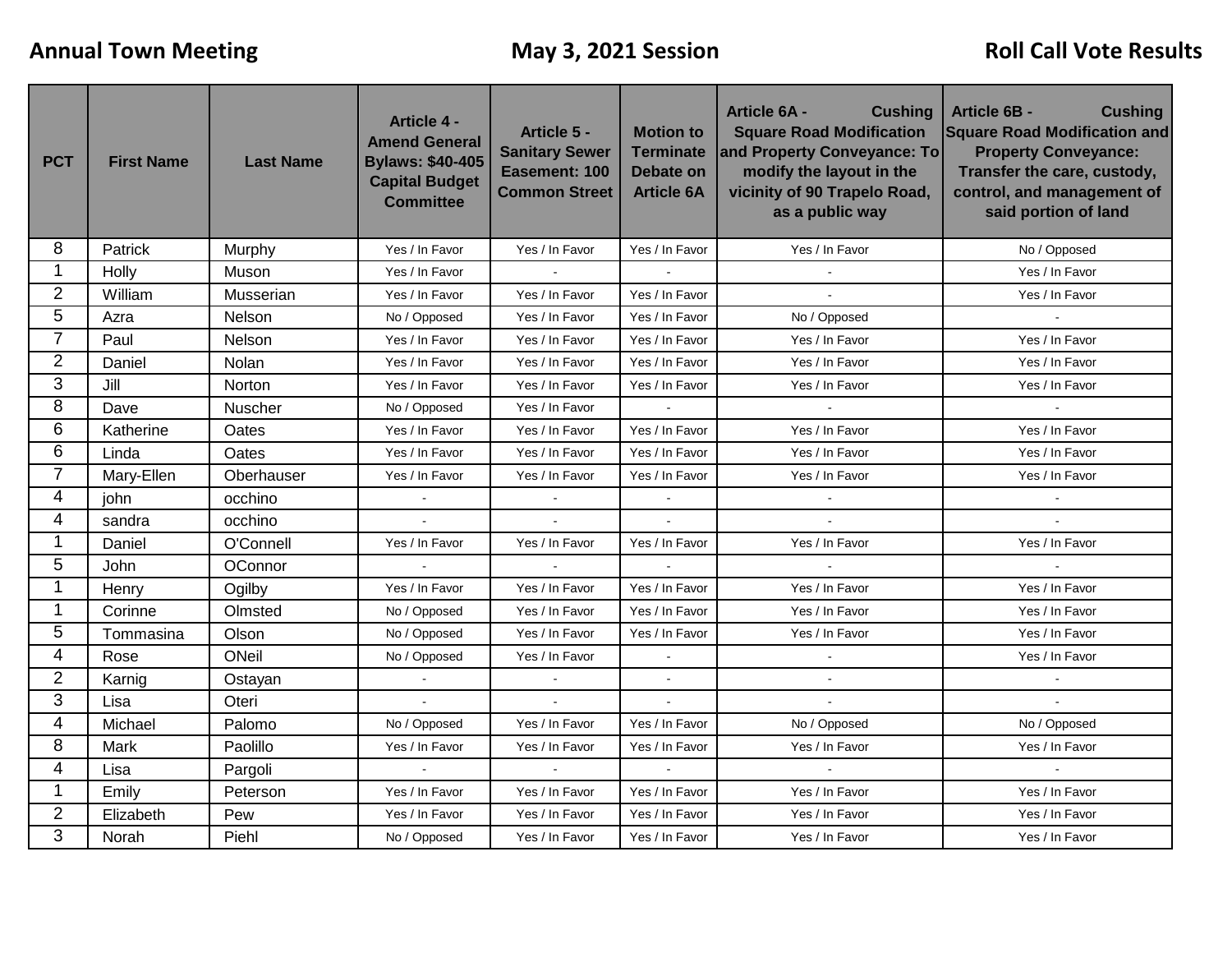**Annual Town Meeting** **May 3, 2021 Session** **Roll Call Vote Results**

| PCT | First Name | Last Name | Article 4 - Amend General Bylaws: $40-405 Capital Budget Committee | Article 5 - Sanitary Sewer Easement: 100 Common Street | Motion to Terminate Debate on Article 6A | Article 6A - Cushing Square Road Modification and Property Conveyance: To modify the layout in the vicinity of 90 Trapelo Road, as a public way | Article 6B - Cushing Square Road Modification and Property Conveyance: Transfer the care, custody, control, and management of said portion of land |
|---|---|---|---|---|---|---|---|
| 8 | Patrick | Murphy | Yes / In Favor | Yes / In Favor | Yes / In Favor | Yes / In Favor | No / Opposed |
| 1 | Holly | Muson | Yes / In Favor | - | - | - | Yes / In Favor |
| 2 | William | Musserian | Yes / In Favor | Yes / In Favor | Yes / In Favor | - | Yes / In Favor |
| 5 | Azra | Nelson | No / Opposed | Yes / In Favor | Yes / In Favor | No / Opposed | - |
| 7 | Paul | Nelson | Yes / In Favor | Yes / In Favor | Yes / In Favor | Yes / In Favor | Yes / In Favor |
| 2 | Daniel | Nolan | Yes / In Favor | Yes / In Favor | Yes / In Favor | Yes / In Favor | Yes / In Favor |
| 3 | Jill | Norton | Yes / In Favor | Yes / In Favor | Yes / In Favor | Yes / In Favor | Yes / In Favor |
| 8 | Dave | Nuscher | No / Opposed | Yes / In Favor | - | - | - |
| 6 | Katherine | Oates | Yes / In Favor | Yes / In Favor | Yes / In Favor | Yes / In Favor | Yes / In Favor |
| 6 | Linda | Oates | Yes / In Favor | Yes / In Favor | Yes / In Favor | Yes / In Favor | Yes / In Favor |
| 7 | Mary-Ellen | Oberhauser | Yes / In Favor | Yes / In Favor | Yes / In Favor | Yes / In Favor | Yes / In Favor |
| 4 | john | occhino | - | - | - | - | - |
| 4 | sandra | occhino | - | - | - | - | - |
| 1 | Daniel | O'Connell | Yes / In Favor | Yes / In Favor | Yes / In Favor | Yes / In Favor | Yes / In Favor |
| 5 | John | OConnor | - | - | - | - | - |
| 1 | Henry | Ogilby | Yes / In Favor | Yes / In Favor | Yes / In Favor | Yes / In Favor | Yes / In Favor |
| 1 | Corinne | Olmsted | No / Opposed | Yes / In Favor | Yes / In Favor | Yes / In Favor | Yes / In Favor |
| 5 | Tommasina | Olson | No / Opposed | Yes / In Favor | Yes / In Favor | Yes / In Favor | Yes / In Favor |
| 4 | Rose | ONeil | No / Opposed | Yes / In Favor | - | - | Yes / In Favor |
| 2 | Karnig | Ostayan | - | - | - | - | - |
| 3 | Lisa | Oteri | - | - | - | - | - |
| 4 | Michael | Palomo | No / Opposed | Yes / In Favor | Yes / In Favor | No / Opposed | No / Opposed |
| 8 | Mark | Paolillo | Yes / In Favor | Yes / In Favor | Yes / In Favor | Yes / In Favor | Yes / In Favor |
| 4 | Lisa | Pargoli | - | - | - | - | - |
| 1 | Emily | Peterson | Yes / In Favor | Yes / In Favor | Yes / In Favor | Yes / In Favor | Yes / In Favor |
| 2 | Elizabeth | Pew | Yes / In Favor | Yes / In Favor | Yes / In Favor | Yes / In Favor | Yes / In Favor |
| 3 | Norah | Piehl | No / Opposed | Yes / In Favor | Yes / In Favor | Yes / In Favor | Yes / In Favor |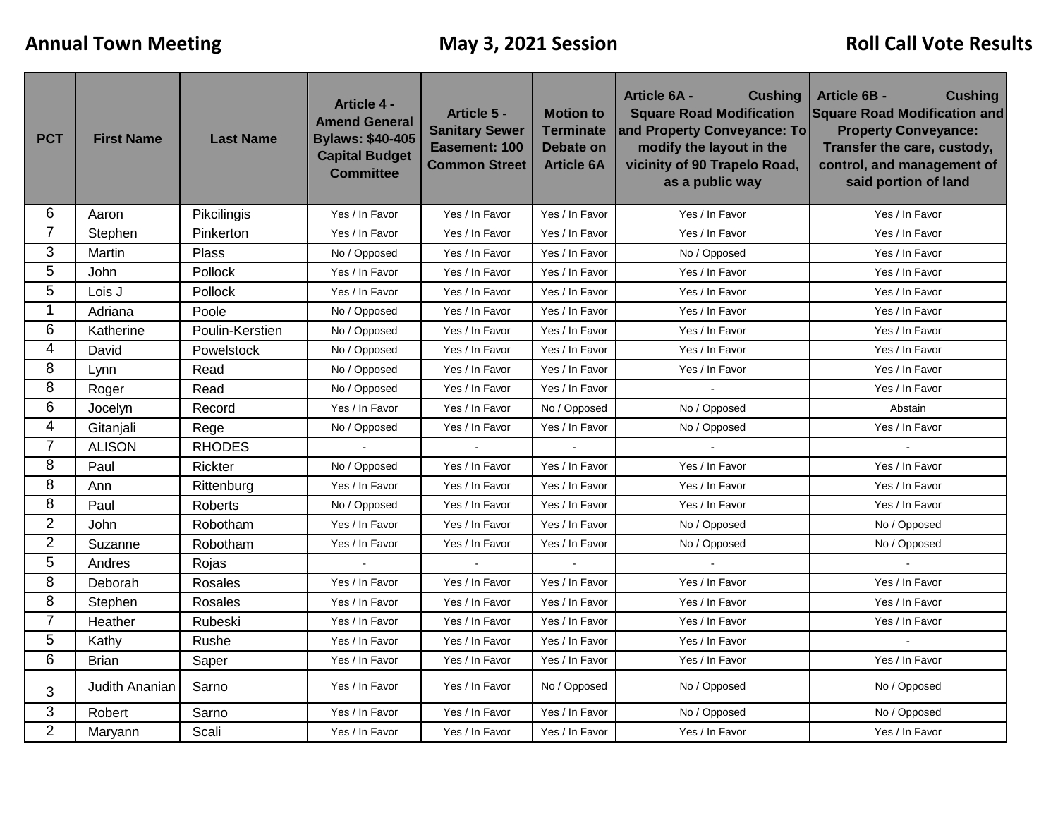**Annual Town Meeting** **May 3, 2021 Session** **Roll Call Vote Results**

| PCT | First Name | Last Name | Article 4 - Amend General Bylaws: $40-405 Capital Budget Committee | Article 5 - Sanitary Sewer Easement: 100 Common Street | Motion to Terminate Debate on Article 6A | Article 6A - Cushing Square Road Modification and Property Conveyance: To modify the layout in the vicinity of 90 Trapelo Road, as a public way | Article 6B - Cushing Square Road Modification and Property Conveyance: Transfer the care, custody, control, and management of said portion of land |
|---|---|---|---|---|---|---|---|
| 6 | Aaron | Pikcilingis | Yes / In Favor | Yes / In Favor | Yes / In Favor | Yes / In Favor | Yes / In Favor |
| 7 | Stephen | Pinkerton | Yes / In Favor | Yes / In Favor | Yes / In Favor | Yes / In Favor | Yes / In Favor |
| 3 | Martin | Plass | No / Opposed | Yes / In Favor | Yes / In Favor | No / Opposed | Yes / In Favor |
| 5 | John | Pollock | Yes / In Favor | Yes / In Favor | Yes / In Favor | Yes / In Favor | Yes / In Favor |
| 5 | Lois J | Pollock | Yes / In Favor | Yes / In Favor | Yes / In Favor | Yes / In Favor | Yes / In Favor |
| 1 | Adriana | Poole | No / Opposed | Yes / In Favor | Yes / In Favor | Yes / In Favor | Yes / In Favor |
| 6 | Katherine | Poulin-Kerstien | No / Opposed | Yes / In Favor | Yes / In Favor | Yes / In Favor | Yes / In Favor |
| 4 | David | Powelstock | No / Opposed | Yes / In Favor | Yes / In Favor | Yes / In Favor | Yes / In Favor |
| 8 | Lynn | Read | No / Opposed | Yes / In Favor | Yes / In Favor | Yes / In Favor | Yes / In Favor |
| 8 | Roger | Read | No / Opposed | Yes / In Favor | Yes / In Favor | - | Yes / In Favor |
| 6 | Jocelyn | Record | Yes / In Favor | Yes / In Favor | No / Opposed | No / Opposed | Abstain |
| 4 | Gitanjali | Rege | No / Opposed | Yes / In Favor | Yes / In Favor | No / Opposed | Yes / In Favor |
| 7 | ALISON | RHODES | - | - | - | - | - |
| 8 | Paul | Rickter | No / Opposed | Yes / In Favor | Yes / In Favor | Yes / In Favor | Yes / In Favor |
| 8 | Ann | Rittenburg | Yes / In Favor | Yes / In Favor | Yes / In Favor | Yes / In Favor | Yes / In Favor |
| 8 | Paul | Roberts | No / Opposed | Yes / In Favor | Yes / In Favor | Yes / In Favor | Yes / In Favor |
| 2 | John | Robotham | Yes / In Favor | Yes / In Favor | Yes / In Favor | No / Opposed | No / Opposed |
| 2 | Suzanne | Robotham | Yes / In Favor | Yes / In Favor | Yes / In Favor | No / Opposed | No / Opposed |
| 5 | Andres | Rojas | - | - | - | - | - |
| 8 | Deborah | Rosales | Yes / In Favor | Yes / In Favor | Yes / In Favor | Yes / In Favor | Yes / In Favor |
| 8 | Stephen | Rosales | Yes / In Favor | Yes / In Favor | Yes / In Favor | Yes / In Favor | Yes / In Favor |
| 7 | Heather | Rubeski | Yes / In Favor | Yes / In Favor | Yes / In Favor | Yes / In Favor | Yes / In Favor |
| 5 | Kathy | Rushe | Yes / In Favor | Yes / In Favor | Yes / In Favor | Yes / In Favor | - |
| 6 | Brian | Saper | Yes / In Favor | Yes / In Favor | Yes / In Favor | Yes / In Favor | Yes / In Favor |
| 3 | Judith Ananian | Sarno | Yes / In Favor | Yes / In Favor | No / Opposed | No / Opposed | No / Opposed |
| 3 | Robert | Sarno | Yes / In Favor | Yes / In Favor | Yes / In Favor | No / Opposed | No / Opposed |
| 2 | Maryann | Scali | Yes / In Favor | Yes / In Favor | Yes / In Favor | Yes / In Favor | Yes / In Favor |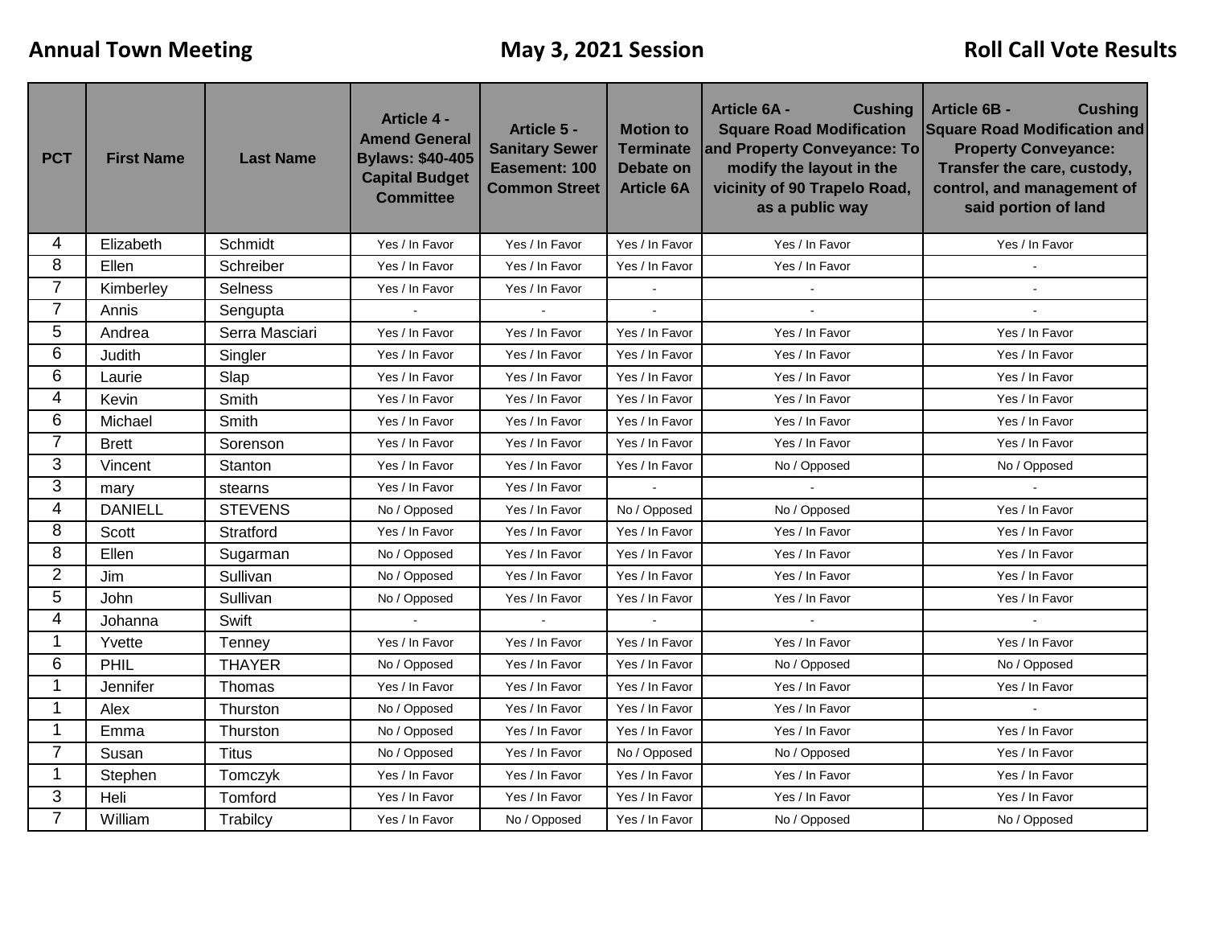**Annual Town Meeting** **May 3, 2021 Session** **Roll Call Vote Results**

| PCT | First Name | Last Name | Article 4 - Amend General Bylaws: $40-405 Capital Budget Committee | Article 5 - Sanitary Sewer Easement: 100 Common Street | Motion to Terminate Debate on Article 6A | Article 6A - Cushing Square Road Modification and Property Conveyance: To modify the layout in the vicinity of 90 Trapelo Road, as a public way | Article 6B - Cushing Square Road Modification and Property Conveyance: Transfer the care, custody, control, and management of said portion of land |
|---|---|---|---|---|---|---|---|
| 4 | Elizabeth | Schmidt | Yes / In Favor | Yes / In Favor | Yes / In Favor | Yes / In Favor | Yes / In Favor |
| 8 | Ellen | Schreiber | Yes / In Favor | Yes / In Favor | Yes / In Favor | Yes / In Favor | - |
| 7 | Kimberley | Selness | Yes / In Favor | Yes / In Favor | - | - | - |
| 7 | Annis | Sengupta | - | - | - | - | - |
| 5 | Andrea | Serra Masciari | Yes / In Favor | Yes / In Favor | Yes / In Favor | Yes / In Favor | Yes / In Favor |
| 6 | Judith | Singler | Yes / In Favor | Yes / In Favor | Yes / In Favor | Yes / In Favor | Yes / In Favor |
| 6 | Laurie | Slap | Yes / In Favor | Yes / In Favor | Yes / In Favor | Yes / In Favor | Yes / In Favor |
| 4 | Kevin | Smith | Yes / In Favor | Yes / In Favor | Yes / In Favor | Yes / In Favor | Yes / In Favor |
| 6 | Michael | Smith | Yes / In Favor | Yes / In Favor | Yes / In Favor | Yes / In Favor | Yes / In Favor |
| 7 | Brett | Sorenson | Yes / In Favor | Yes / In Favor | Yes / In Favor | Yes / In Favor | Yes / In Favor |
| 3 | Vincent | Stanton | Yes / In Favor | Yes / In Favor | Yes / In Favor | No / Opposed | No / Opposed |
| 3 | mary | stearns | Yes / In Favor | Yes / In Favor | - | - | - |
| 4 | DANIELL | STEVENS | No / Opposed | Yes / In Favor | No / Opposed | No / Opposed | Yes / In Favor |
| 8 | Scott | Stratford | Yes / In Favor | Yes / In Favor | Yes / In Favor | Yes / In Favor | Yes / In Favor |
| 8 | Ellen | Sugarman | No / Opposed | Yes / In Favor | Yes / In Favor | Yes / In Favor | Yes / In Favor |
| 2 | Jim | Sullivan | No / Opposed | Yes / In Favor | Yes / In Favor | Yes / In Favor | Yes / In Favor |
| 5 | John | Sullivan | No / Opposed | Yes / In Favor | Yes / In Favor | Yes / In Favor | Yes / In Favor |
| 4 | Johanna | Swift | - | - | - | - | - |
| 1 | Yvette | Tenney | Yes / In Favor | Yes / In Favor | Yes / In Favor | Yes / In Favor | Yes / In Favor |
| 6 | PHIL | THAYER | No / Opposed | Yes / In Favor | Yes / In Favor | No / Opposed | No / Opposed |
| 1 | Jennifer | Thomas | Yes / In Favor | Yes / In Favor | Yes / In Favor | Yes / In Favor | Yes / In Favor |
| 1 | Alex | Thurston | No / Opposed | Yes / In Favor | Yes / In Favor | Yes / In Favor | - |
| 1 | Emma | Thurston | No / Opposed | Yes / In Favor | Yes / In Favor | Yes / In Favor | Yes / In Favor |
| 7 | Susan | Titus | No / Opposed | Yes / In Favor | No / Opposed | No / Opposed | Yes / In Favor |
| 1 | Stephen | Tomczyk | Yes / In Favor | Yes / In Favor | Yes / In Favor | Yes / In Favor | Yes / In Favor |
| 3 | Heli | Tomford | Yes / In Favor | Yes / In Favor | Yes / In Favor | Yes / In Favor | Yes / In Favor |
| 7 | William | Trabilcy | Yes / In Favor | No / Opposed | Yes / In Favor | No / Opposed | No / Opposed |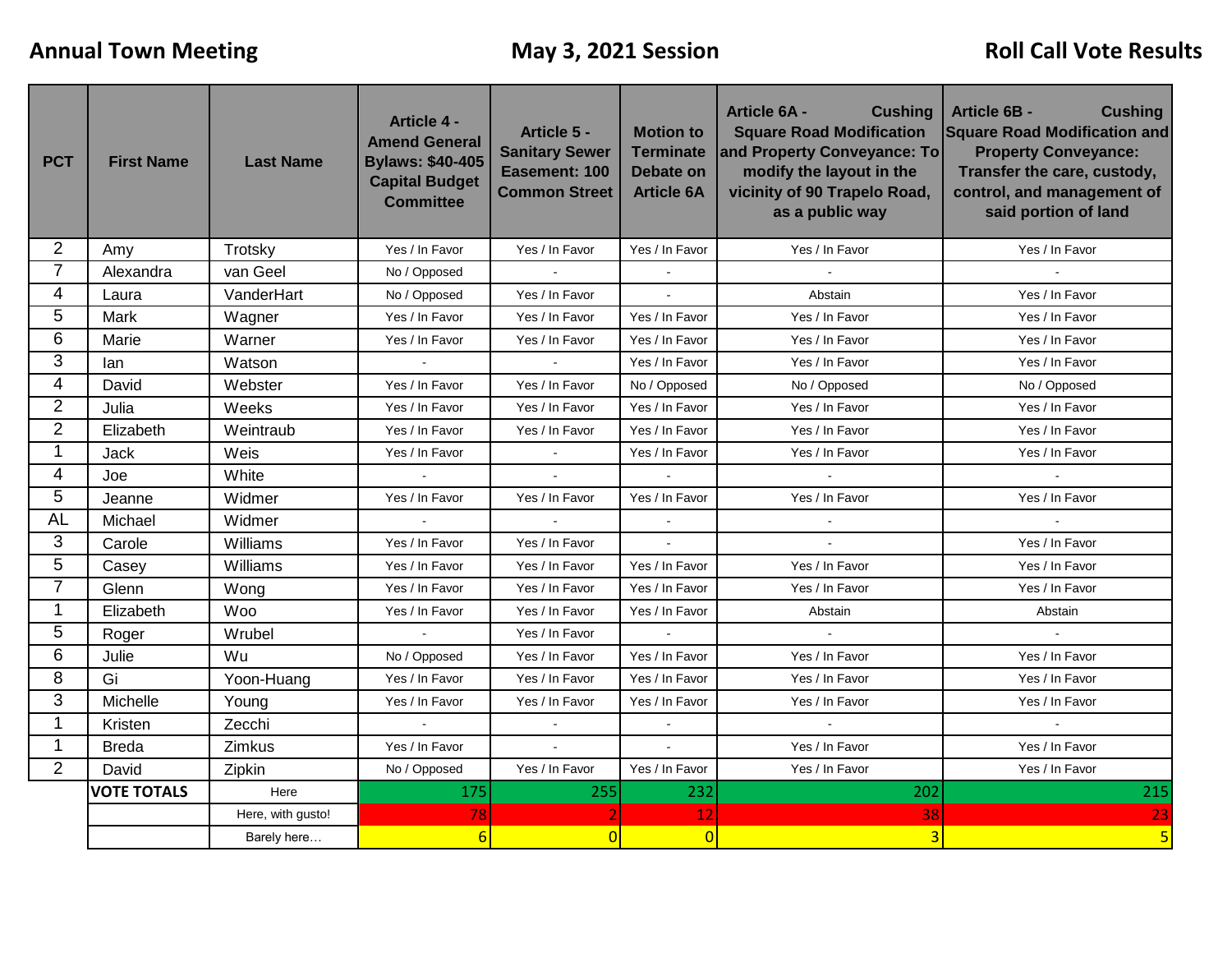**Annual Town Meeting** **May 3, 2021 Session** **Roll Call Vote Results**

| PCT | First Name | Last Name | Article 4 - Amend General Bylaws: $40-405 Capital Budget Committee | Article 5 - Sanitary Sewer Easement: 100 Common Street | Motion to Terminate Debate on Article 6A | Article 6A - Cushing Square Road Modification and Property Conveyance: To modify the layout in the vicinity of 90 Trapelo Road, as a public way | Article 6B - Cushing Square Road Modification and Property Conveyance: Transfer the care, custody, control, and management of said portion of land |
|---|---|---|---|---|---|---|---|
| 2 | Amy | Trotsky | Yes / In Favor | Yes / In Favor | Yes / In Favor | Yes / In Favor | Yes / In Favor |
| 7 | Alexandra | van Geel | No / Opposed | - | - | - | - |
| 4 | Laura | VanderHart | No / Opposed | Yes / In Favor | - | Abstain | Yes / In Favor |
| 5 | Mark | Wagner | Yes / In Favor | Yes / In Favor | Yes / In Favor | Yes / In Favor | Yes / In Favor |
| 6 | Marie | Warner | Yes / In Favor | Yes / In Favor | Yes / In Favor | Yes / In Favor | Yes / In Favor |
| 3 | Ian | Watson | - | - | Yes / In Favor | Yes / In Favor | Yes / In Favor |
| 4 | David | Webster | Yes / In Favor | Yes / In Favor | No / Opposed | No / Opposed | No / Opposed |
| 2 | Julia | Weeks | Yes / In Favor | Yes / In Favor | Yes / In Favor | Yes / In Favor | Yes / In Favor |
| 2 | Elizabeth | Weintraub | Yes / In Favor | Yes / In Favor | Yes / In Favor | Yes / In Favor | Yes / In Favor |
| 1 | Jack | Weis | Yes / In Favor | - | Yes / In Favor | Yes / In Favor | Yes / In Favor |
| 4 | Joe | White | - | - | - | - | - |
| 5 | Jeanne | Widmer | Yes / In Favor | Yes / In Favor | Yes / In Favor | Yes / In Favor | Yes / In Favor |
| AL | Michael | Widmer | - | - | - | - | - |
| 3 | Carole | Williams | Yes / In Favor | Yes / In Favor | - | - | Yes / In Favor |
| 5 | Casey | Williams | Yes / In Favor | Yes / In Favor | Yes / In Favor | Yes / In Favor | Yes / In Favor |
| 7 | Glenn | Wong | Yes / In Favor | Yes / In Favor | Yes / In Favor | Yes / In Favor | Yes / In Favor |
| 1 | Elizabeth | Woo | Yes / In Favor | Yes / In Favor | Yes / In Favor | Abstain | Abstain |
| 5 | Roger | Wrubel | - | Yes / In Favor | - | - | - |
| 6 | Julie | Wu | No / Opposed | Yes / In Favor | Yes / In Favor | Yes / In Favor | Yes / In Favor |
| 8 | Gi | Yoon-Huang | Yes / In Favor | Yes / In Favor | Yes / In Favor | Yes / In Favor | Yes / In Favor |
| 3 | Michelle | Young | Yes / In Favor | Yes / In Favor | Yes / In Favor | Yes / In Favor | Yes / In Favor |
| 1 | Kristen | Zecchi | - | - | - | - | - |
| 1 | Breda | Zimkus | Yes / In Favor | - | - | Yes / In Favor | Yes / In Favor |
| 2 | David | Zipkin | No / Opposed | Yes / In Favor | Yes / In Favor | Yes / In Favor | Yes / In Favor |
| | **VOTE TOTALS** | Here | 175 | 255 | 232 | 202 | 215 |
| | | Here, with gusto! | 78 | 2 | 12 | 38 | 23 |
| | | Barely here… | 6 | 0 | 0 | 3 | 5 |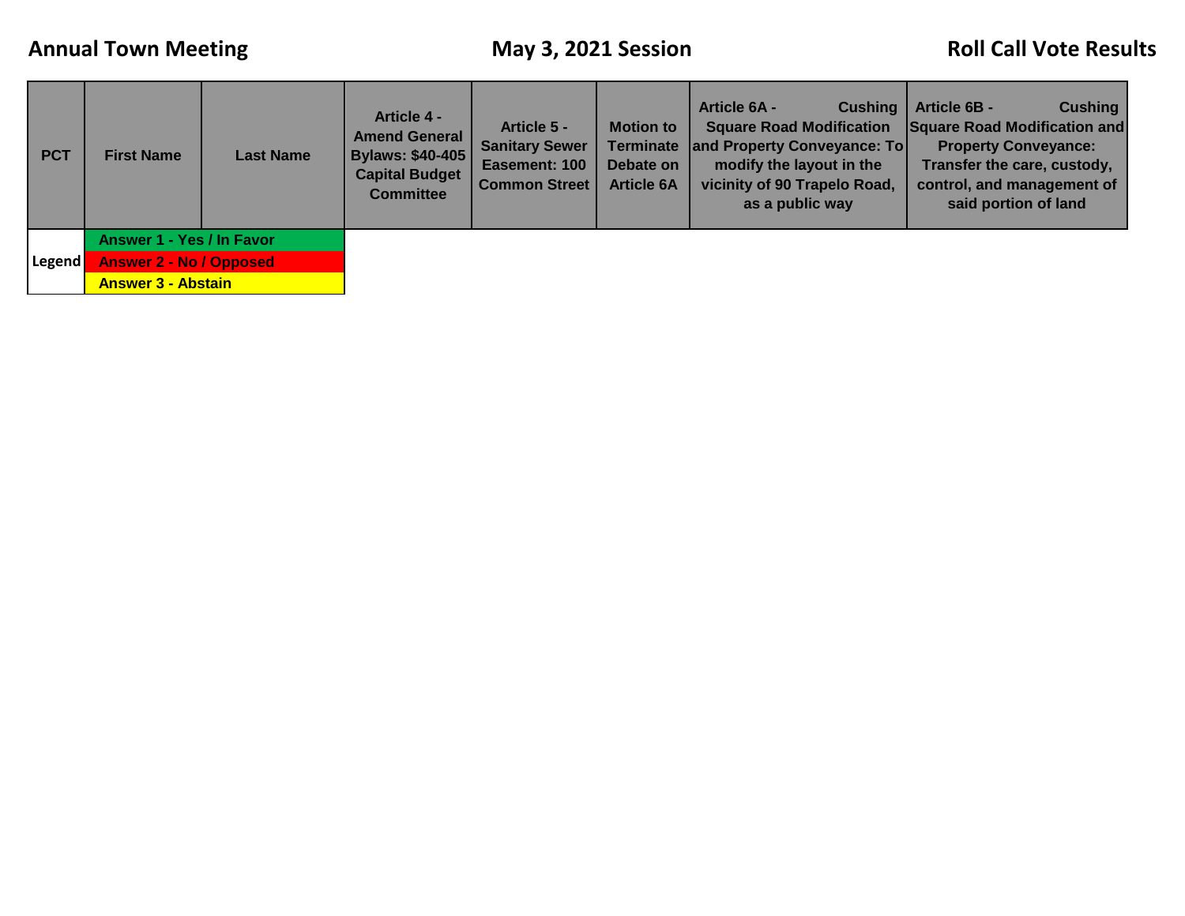**Annual Town Meeting** **May 3, 2021 Session** **Roll Call Vote Results**

| PCT | First Name | Last Name | Article 4 - Amend General Bylaws: $40-405 Capital Budget Committee | Article 5 - Sanitary Sewer Easement: 100 Common Street | Motion to Terminate Debate on Article 6A | Article 6A - Cushing Square Road Modification and Property Conveyance: To modify the layout in the vicinity of 90 Trapelo Road, as a public way | Article 6B - Cushing Square Road Modification and Property Conveyance: Transfer the care, custody, control, and management of said portion of land |
|---|---|---|---|---|---|---|---|

| | |
|---|---|
| Legend | Answer 1 - Yes / In Favor |
| | Answer 2 - No / Opposed |
| | Answer 3 - Abstain |